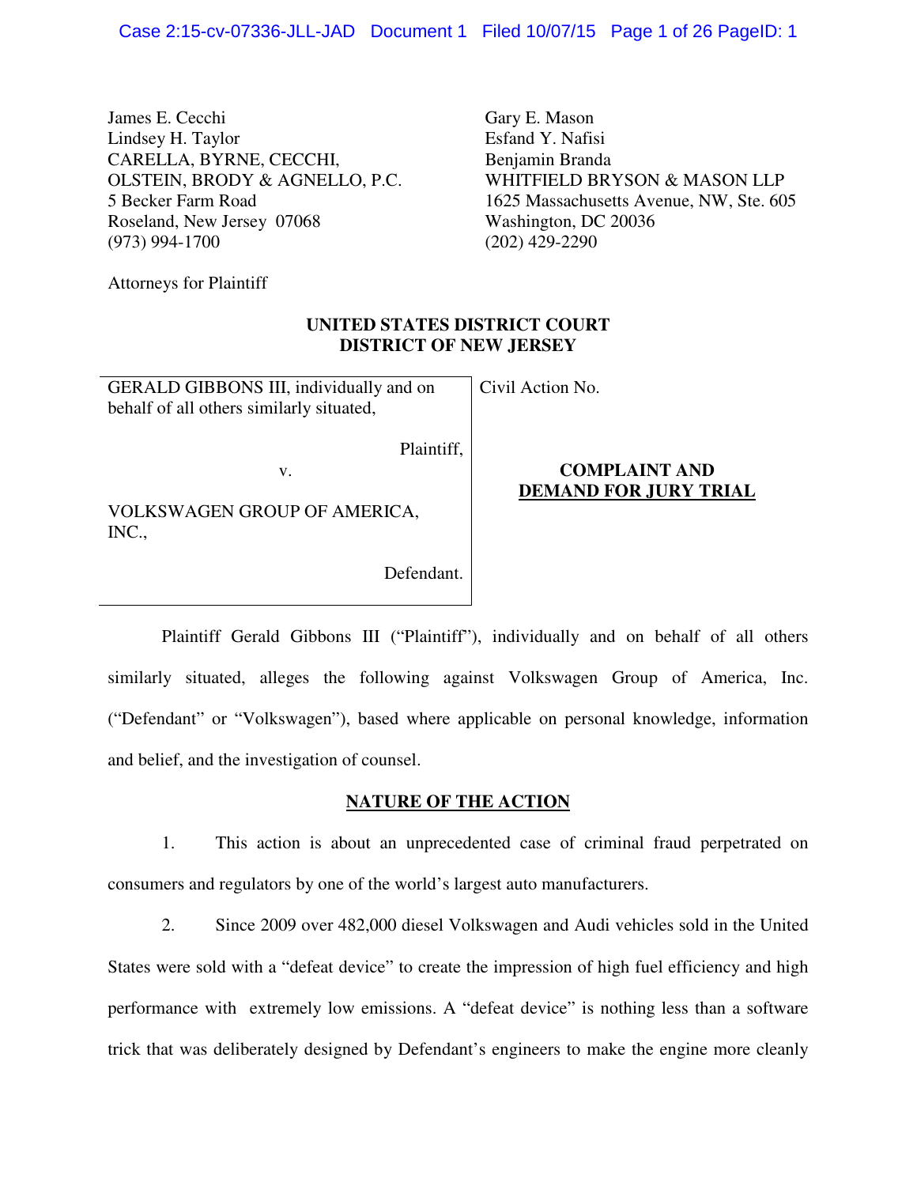James E. Cecchi
Lindsey H. Taylor
CARELLA, BYRNE, CECCHI,
OLSTEIN, BRODY & AGNELLO, P.C.
5 Becker Farm Road
Roseland, New Jersey 07068
(973) 994-1700

Gary E. Mason
Esfand Y. Nafisi
Benjamin Branda
WHITFIELD BRYSON & MASON LLP
1625 Massachusetts Avenue, NW, Ste. 605
Washington, DC 20036
(202) 429-2290

Attorneys for Plaintiff

**UNITED STATES DISTRICT COURT**
**DISTRICT OF NEW JERSEY**

| | |
|---|---|
| GERALD GIBBONS III, individually and on behalf of all others similarly situated,<br><br>Plaintiff,<br><br>v.<br><br>VOLKSWAGEN GROUP OF AMERICA, INC.,<br><br>Defendant. | Civil Action No.<br><br>**COMPLAINT AND DEMAND FOR JURY TRIAL** |

Plaintiff Gerald Gibbons III ("Plaintiff"), individually and on behalf of all others similarly situated, alleges the following against Volkswagen Group of America, Inc. ("Defendant" or "Volkswagen"), based where applicable on personal knowledge, information and belief, and the investigation of counsel.

## NATURE OF THE ACTION

1. This action is about an unprecedented case of criminal fraud perpetrated on consumers and regulators by one of the world's largest auto manufacturers.

2. Since 2009 over 482,000 diesel Volkswagen and Audi vehicles sold in the United States were sold with a "defeat device" to create the impression of high fuel efficiency and high performance with extremely low emissions. A "defeat device" is nothing less than a software trick that was deliberately designed by Defendant's engineers to make the engine more cleanly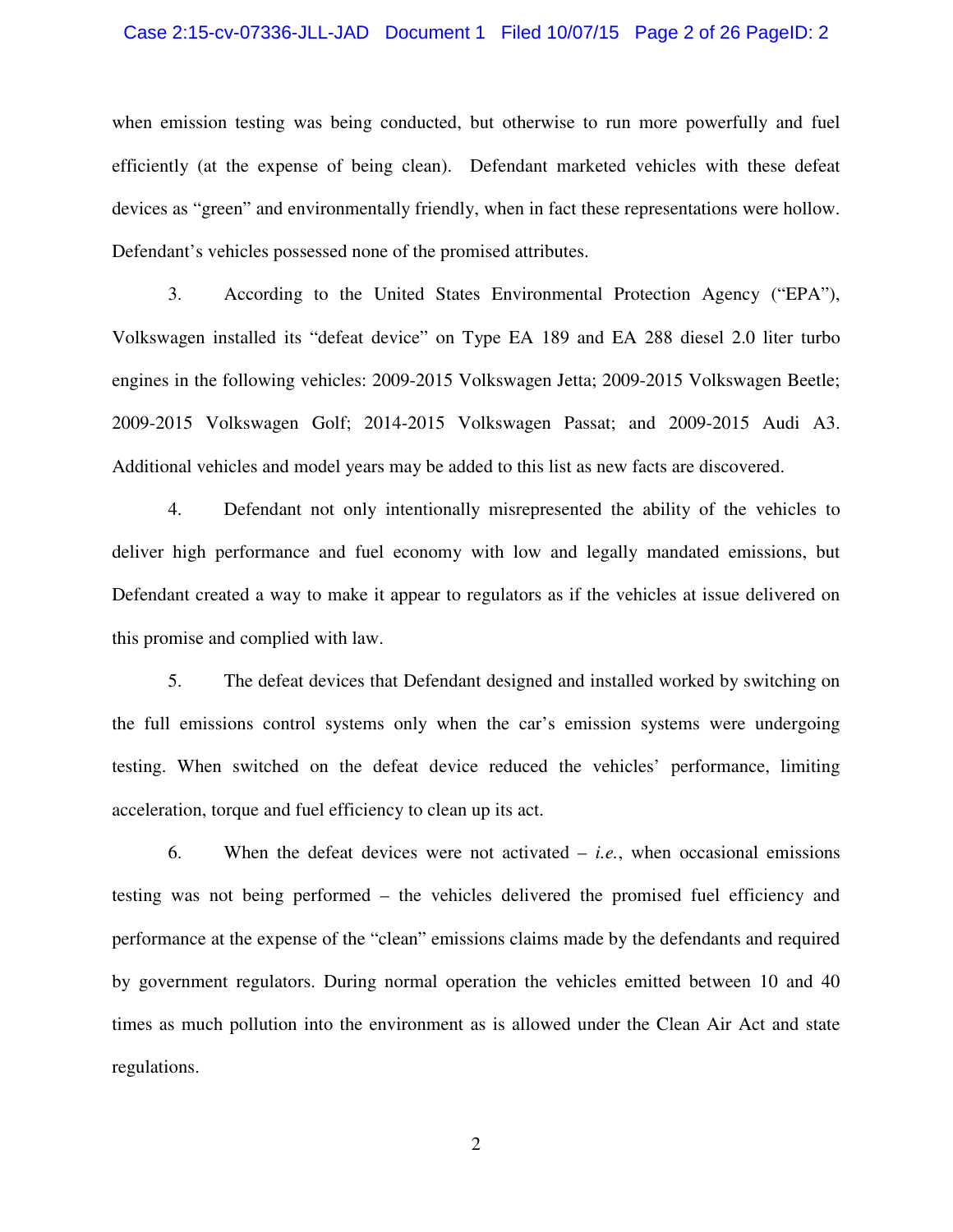when emission testing was being conducted, but otherwise to run more powerfully and fuel efficiently (at the expense of being clean). Defendant marketed vehicles with these defeat devices as "green" and environmentally friendly, when in fact these representations were hollow. Defendant's vehicles possessed none of the promised attributes.

3. According to the United States Environmental Protection Agency ("EPA"), Volkswagen installed its "defeat device" on Type EA 189 and EA 288 diesel 2.0 liter turbo engines in the following vehicles: 2009-2015 Volkswagen Jetta; 2009-2015 Volkswagen Beetle; 2009-2015 Volkswagen Golf; 2014-2015 Volkswagen Passat; and 2009-2015 Audi A3. Additional vehicles and model years may be added to this list as new facts are discovered.

4. Defendant not only intentionally misrepresented the ability of the vehicles to deliver high performance and fuel economy with low and legally mandated emissions, but Defendant created a way to make it appear to regulators as if the vehicles at issue delivered on this promise and complied with law.

5. The defeat devices that Defendant designed and installed worked by switching on the full emissions control systems only when the car's emission systems were undergoing testing. When switched on the defeat device reduced the vehicles' performance, limiting acceleration, torque and fuel efficiency to clean up its act.

6. When the defeat devices were not activated – *i.e.*, when occasional emissions testing was not being performed – the vehicles delivered the promised fuel efficiency and performance at the expense of the "clean" emissions claims made by the defendants and required by government regulators. During normal operation the vehicles emitted between 10 and 40 times as much pollution into the environment as is allowed under the Clean Air Act and state regulations.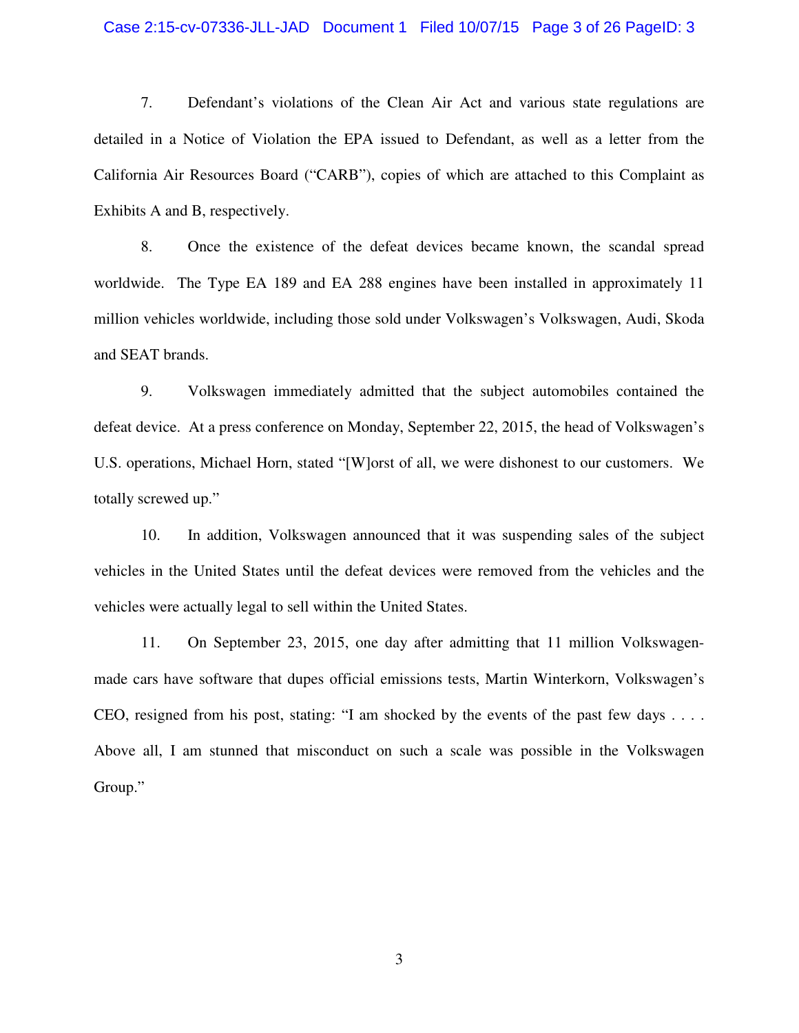7. Defendant's violations of the Clean Air Act and various state regulations are detailed in a Notice of Violation the EPA issued to Defendant, as well as a letter from the California Air Resources Board ("CARB"), copies of which are attached to this Complaint as Exhibits A and B, respectively.

8. Once the existence of the defeat devices became known, the scandal spread worldwide. The Type EA 189 and EA 288 engines have been installed in approximately 11 million vehicles worldwide, including those sold under Volkswagen's Volkswagen, Audi, Skoda and SEAT brands.

9. Volkswagen immediately admitted that the subject automobiles contained the defeat device. At a press conference on Monday, September 22, 2015, the head of Volkswagen's U.S. operations, Michael Horn, stated "[W]orst of all, we were dishonest to our customers. We totally screwed up."

10. In addition, Volkswagen announced that it was suspending sales of the subject vehicles in the United States until the defeat devices were removed from the vehicles and the vehicles were actually legal to sell within the United States.

11. On September 23, 2015, one day after admitting that 11 million Volkswagen-made cars have software that dupes official emissions tests, Martin Winterkorn, Volkswagen's CEO, resigned from his post, stating: "I am shocked by the events of the past few days . . . . Above all, I am stunned that misconduct on such a scale was possible in the Volkswagen Group."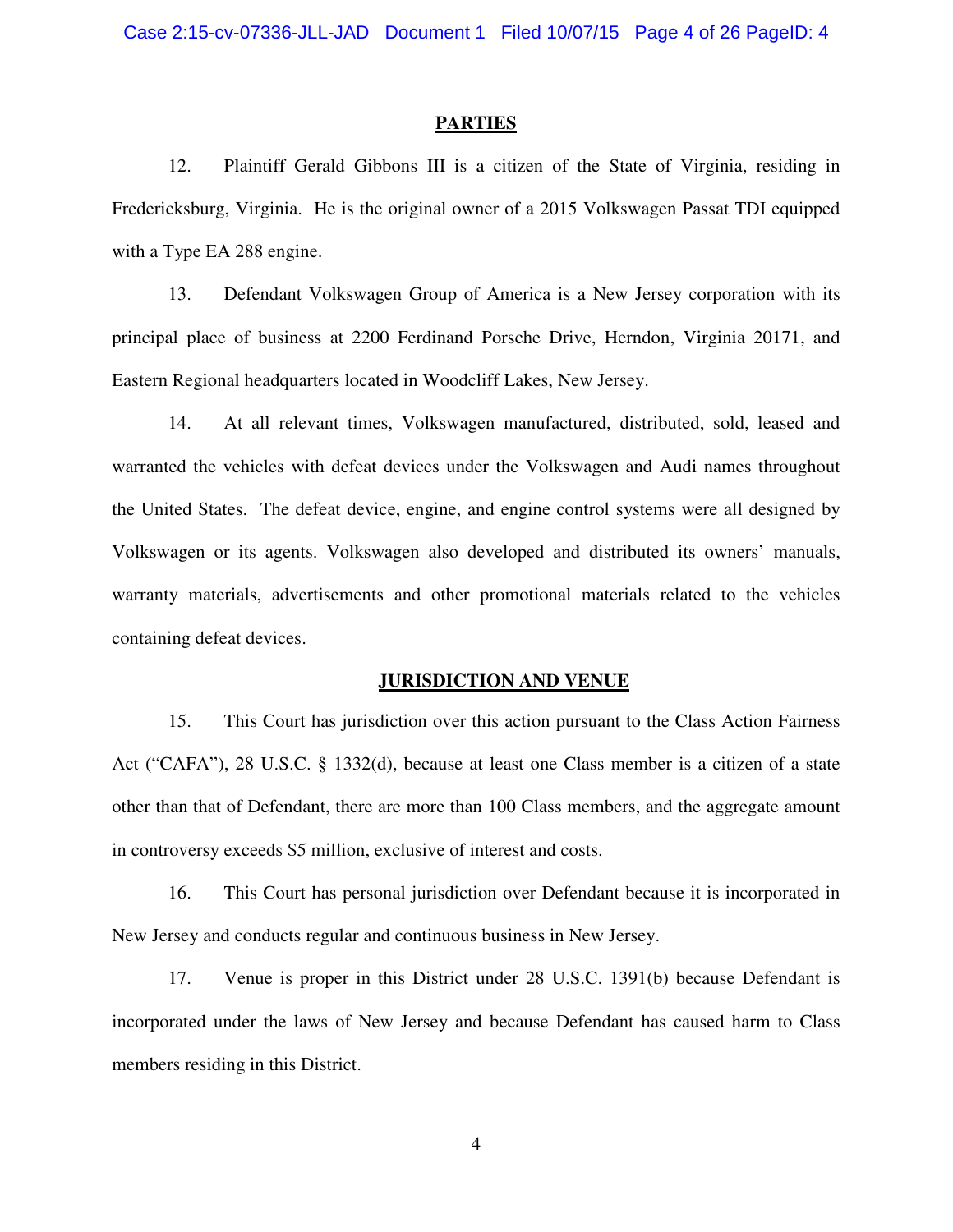## PARTIES

12. Plaintiff Gerald Gibbons III is a citizen of the State of Virginia, residing in Fredericksburg, Virginia. He is the original owner of a 2015 Volkswagen Passat TDI equipped with a Type EA 288 engine.

13. Defendant Volkswagen Group of America is a New Jersey corporation with its principal place of business at 2200 Ferdinand Porsche Drive, Herndon, Virginia 20171, and Eastern Regional headquarters located in Woodcliff Lakes, New Jersey.

14. At all relevant times, Volkswagen manufactured, distributed, sold, leased and warranted the vehicles with defeat devices under the Volkswagen and Audi names throughout the United States. The defeat device, engine, and engine control systems were all designed by Volkswagen or its agents. Volkswagen also developed and distributed its owners' manuals, warranty materials, advertisements and other promotional materials related to the vehicles containing defeat devices.

## JURISDICTION AND VENUE

15. This Court has jurisdiction over this action pursuant to the Class Action Fairness Act ("CAFA"), 28 U.S.C. § 1332(d), because at least one Class member is a citizen of a state other than that of Defendant, there are more than 100 Class members, and the aggregate amount in controversy exceeds $5 million, exclusive of interest and costs.

16. This Court has personal jurisdiction over Defendant because it is incorporated in New Jersey and conducts regular and continuous business in New Jersey.

17. Venue is proper in this District under 28 U.S.C. 1391(b) because Defendant is incorporated under the laws of New Jersey and because Defendant has caused harm to Class members residing in this District.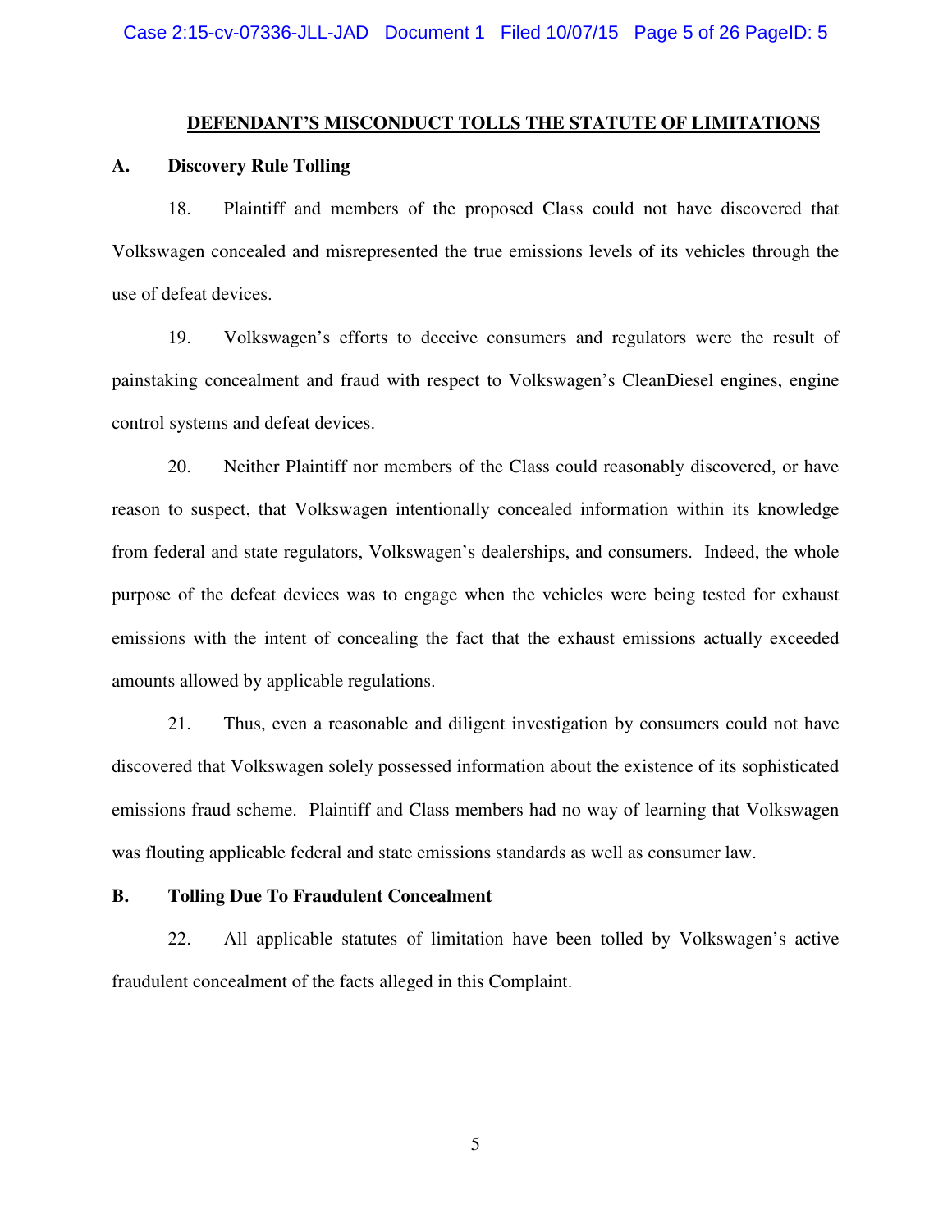## DEFENDANT'S MISCONDUCT TOLLS THE STATUTE OF LIMITATIONS

### A. Discovery Rule Tolling

18. Plaintiff and members of the proposed Class could not have discovered that Volkswagen concealed and misrepresented the true emissions levels of its vehicles through the use of defeat devices.

19. Volkswagen's efforts to deceive consumers and regulators were the result of painstaking concealment and fraud with respect to Volkswagen's CleanDiesel engines, engine control systems and defeat devices.

20. Neither Plaintiff nor members of the Class could reasonably discovered, or have reason to suspect, that Volkswagen intentionally concealed information within its knowledge from federal and state regulators, Volkswagen's dealerships, and consumers. Indeed, the whole purpose of the defeat devices was to engage when the vehicles were being tested for exhaust emissions with the intent of concealing the fact that the exhaust emissions actually exceeded amounts allowed by applicable regulations.

21. Thus, even a reasonable and diligent investigation by consumers could not have discovered that Volkswagen solely possessed information about the existence of its sophisticated emissions fraud scheme. Plaintiff and Class members had no way of learning that Volkswagen was flouting applicable federal and state emissions standards as well as consumer law.

### B. Tolling Due To Fraudulent Concealment

22. All applicable statutes of limitation have been tolled by Volkswagen's active fraudulent concealment of the facts alleged in this Complaint.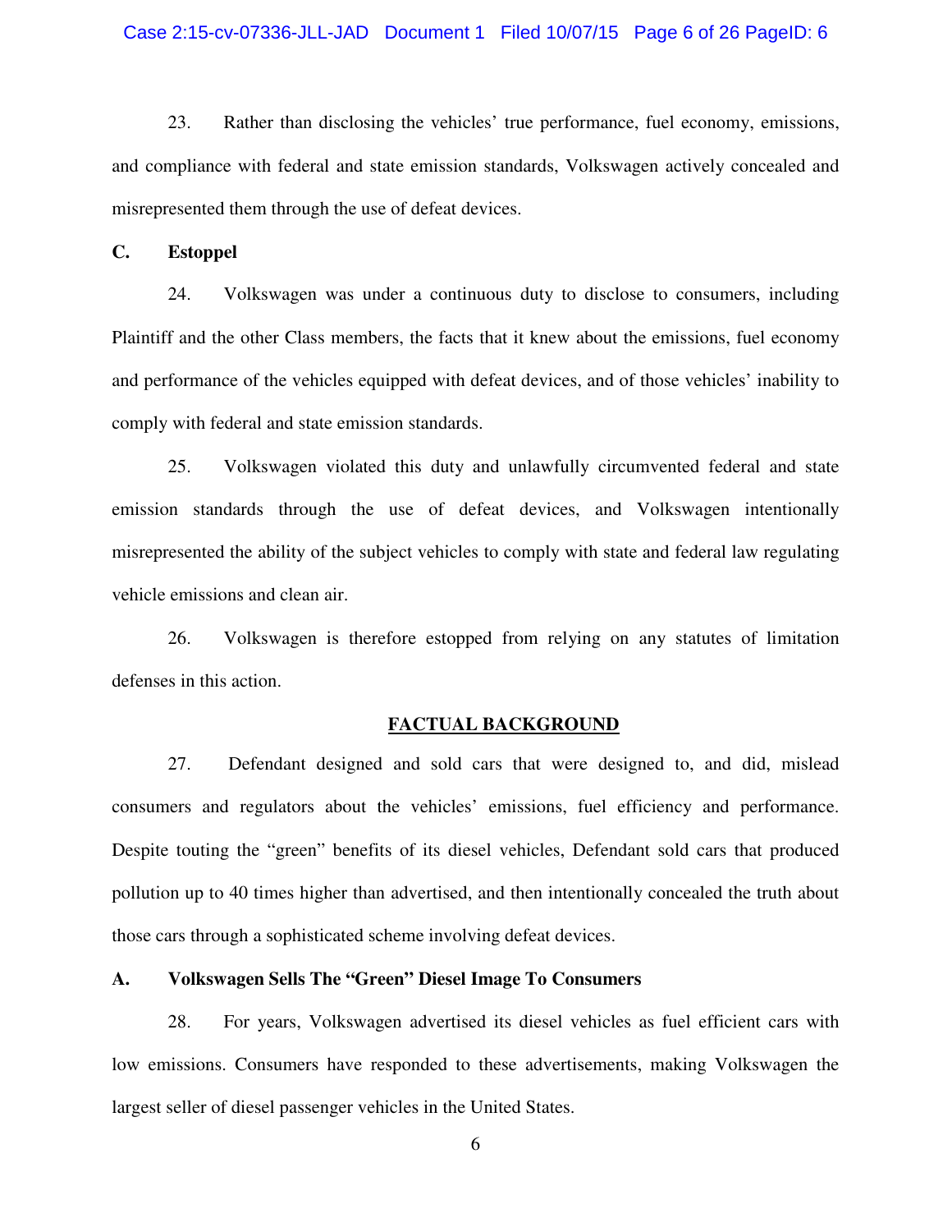23. Rather than disclosing the vehicles' true performance, fuel economy, emissions, and compliance with federal and state emission standards, Volkswagen actively concealed and misrepresented them through the use of defeat devices.

**C. Estoppel**

24. Volkswagen was under a continuous duty to disclose to consumers, including Plaintiff and the other Class members, the facts that it knew about the emissions, fuel economy and performance of the vehicles equipped with defeat devices, and of those vehicles' inability to comply with federal and state emission standards.

25. Volkswagen violated this duty and unlawfully circumvented federal and state emission standards through the use of defeat devices, and Volkswagen intentionally misrepresented the ability of the subject vehicles to comply with state and federal law regulating vehicle emissions and clean air.

26. Volkswagen is therefore estopped from relying on any statutes of limitation defenses in this action.

## FACTUAL BACKGROUND

27. Defendant designed and sold cars that were designed to, and did, mislead consumers and regulators about the vehicles' emissions, fuel efficiency and performance. Despite touting the "green" benefits of its diesel vehicles, Defendant sold cars that produced pollution up to 40 times higher than advertised, and then intentionally concealed the truth about those cars through a sophisticated scheme involving defeat devices.

**A. Volkswagen Sells The "Green" Diesel Image To Consumers**

28. For years, Volkswagen advertised its diesel vehicles as fuel efficient cars with low emissions. Consumers have responded to these advertisements, making Volkswagen the largest seller of diesel passenger vehicles in the United States.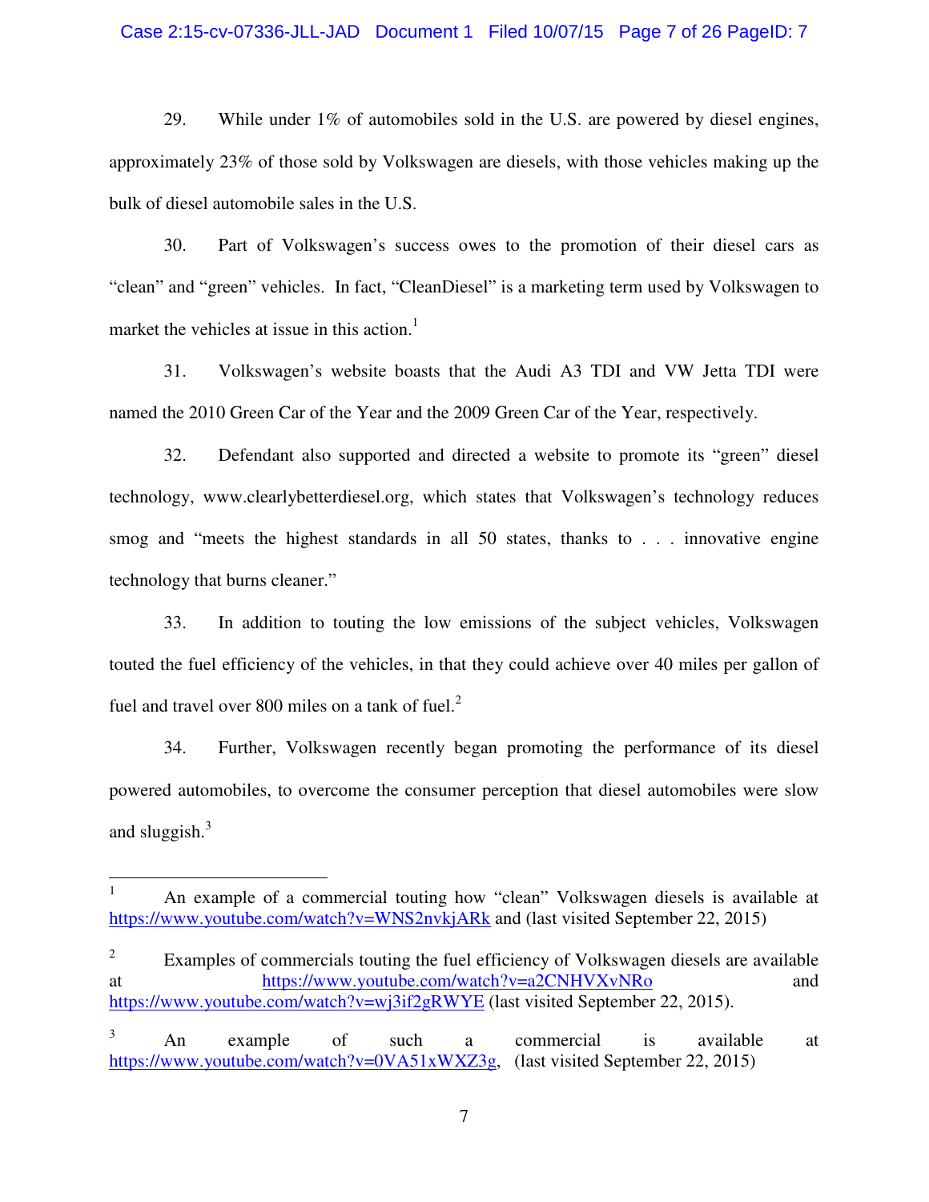29. While under 1% of automobiles sold in the U.S. are powered by diesel engines, approximately 23% of those sold by Volkswagen are diesels, with those vehicles making up the bulk of diesel automobile sales in the U.S.

30. Part of Volkswagen's success owes to the promotion of their diesel cars as "clean" and "green" vehicles. In fact, "CleanDiesel" is a marketing term used by Volkswagen to market the vehicles at issue in this action.[1]

31. Volkswagen's website boasts that the Audi A3 TDI and VW Jetta TDI were named the 2010 Green Car of the Year and the 2009 Green Car of the Year, respectively.

32. Defendant also supported and directed a website to promote its "green" diesel technology, www.clearlybetterdiesel.org, which states that Volkswagen's technology reduces smog and "meets the highest standards in all 50 states, thanks to . . . innovative engine technology that burns cleaner."

33. In addition to touting the low emissions of the subject vehicles, Volkswagen touted the fuel efficiency of the vehicles, in that they could achieve over 40 miles per gallon of fuel and travel over 800 miles on a tank of fuel.[2]

34. Further, Volkswagen recently began promoting the performance of its diesel powered automobiles, to overcome the consumer perception that diesel automobiles were slow and sluggish.[3]

---

[1] An example of a commercial touting how "clean" Volkswagen diesels is available at https://www.youtube.com/watch?v=WNS2nvkjARk and (last visited September 22, 2015)

[2] Examples of commercials touting the fuel efficiency of Volkswagen diesels are available at https://www.youtube.com/watch?v=a2CNHVXvNRo and https://www.youtube.com/watch?v=wj3if2gRWYE (last visited September 22, 2015).

[3] An example of such a commercial is available at https://www.youtube.com/watch?v=0VA51xWXZ3g, (last visited September 22, 2015)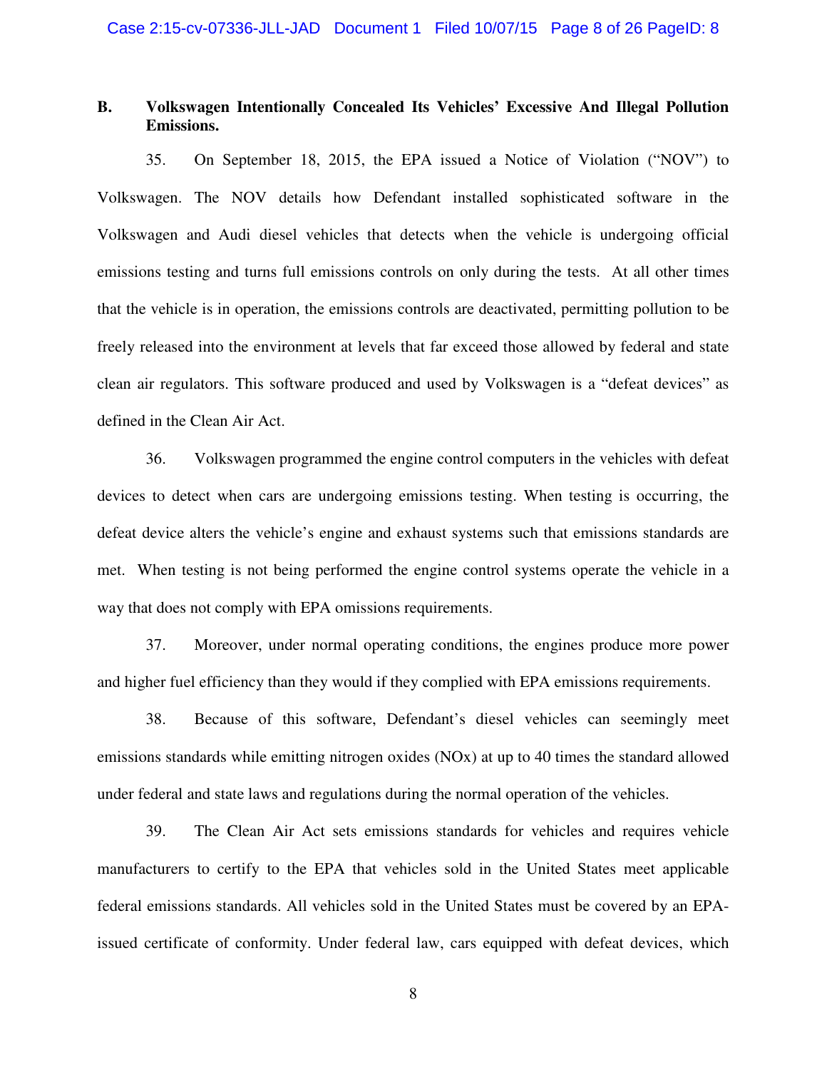## B. Volkswagen Intentionally Concealed Its Vehicles' Excessive And Illegal Pollution Emissions.

35. On September 18, 2015, the EPA issued a Notice of Violation ("NOV") to Volkswagen. The NOV details how Defendant installed sophisticated software in the Volkswagen and Audi diesel vehicles that detects when the vehicle is undergoing official emissions testing and turns full emissions controls on only during the tests. At all other times that the vehicle is in operation, the emissions controls are deactivated, permitting pollution to be freely released into the environment at levels that far exceed those allowed by federal and state clean air regulators. This software produced and used by Volkswagen is a "defeat devices" as defined in the Clean Air Act.

36. Volkswagen programmed the engine control computers in the vehicles with defeat devices to detect when cars are undergoing emissions testing. When testing is occurring, the defeat device alters the vehicle's engine and exhaust systems such that emissions standards are met. When testing is not being performed the engine control systems operate the vehicle in a way that does not comply with EPA omissions requirements.

37. Moreover, under normal operating conditions, the engines produce more power and higher fuel efficiency than they would if they complied with EPA emissions requirements.

38. Because of this software, Defendant's diesel vehicles can seemingly meet emissions standards while emitting nitrogen oxides ($NO_x$) at up to 40 times the standard allowed under federal and state laws and regulations during the normal operation of the vehicles.

39. The Clean Air Act sets emissions standards for vehicles and requires vehicle manufacturers to certify to the EPA that vehicles sold in the United States meet applicable federal emissions standards. All vehicles sold in the United States must be covered by an EPA-issued certificate of conformity. Under federal law, cars equipped with defeat devices, which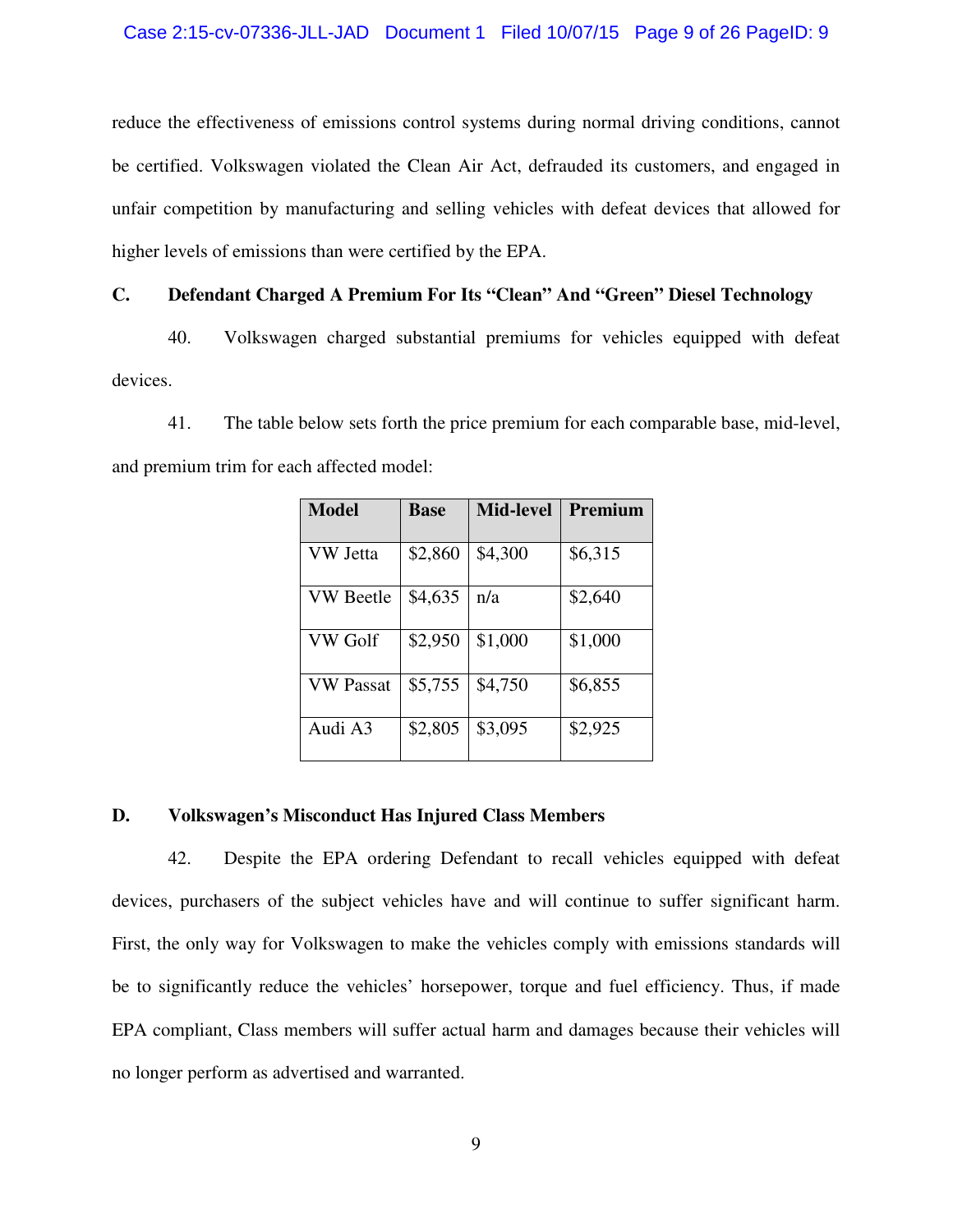reduce the effectiveness of emissions control systems during normal driving conditions, cannot be certified. Volkswagen violated the Clean Air Act, defrauded its customers, and engaged in unfair competition by manufacturing and selling vehicles with defeat devices that allowed for higher levels of emissions than were certified by the EPA.

### C. Defendant Charged A Premium For Its "Clean" And "Green" Diesel Technology

40. Volkswagen charged substantial premiums for vehicles equipped with defeat devices.

41. The table below sets forth the price premium for each comparable base, mid-level, and premium trim for each affected model:

| Model | Base | Mid-level | Premium |
|---|---|---|---|
| VW Jetta | $2,860 | $4,300 | $6,315 |
| VW Beetle | $4,635 | n/a | $2,640 |
| VW Golf | $2,950 | $1,000 | $1,000 |
| VW Passat | $5,755 | $4,750 | $6,855 |
| Audi A3 | $2,805 | $3,095 | $2,925 |

### D. Volkswagen's Misconduct Has Injured Class Members

42. Despite the EPA ordering Defendant to recall vehicles equipped with defeat devices, purchasers of the subject vehicles have and will continue to suffer significant harm. First, the only way for Volkswagen to make the vehicles comply with emissions standards will be to significantly reduce the vehicles' horsepower, torque and fuel efficiency. Thus, if made EPA compliant, Class members will suffer actual harm and damages because their vehicles will no longer perform as advertised and warranted.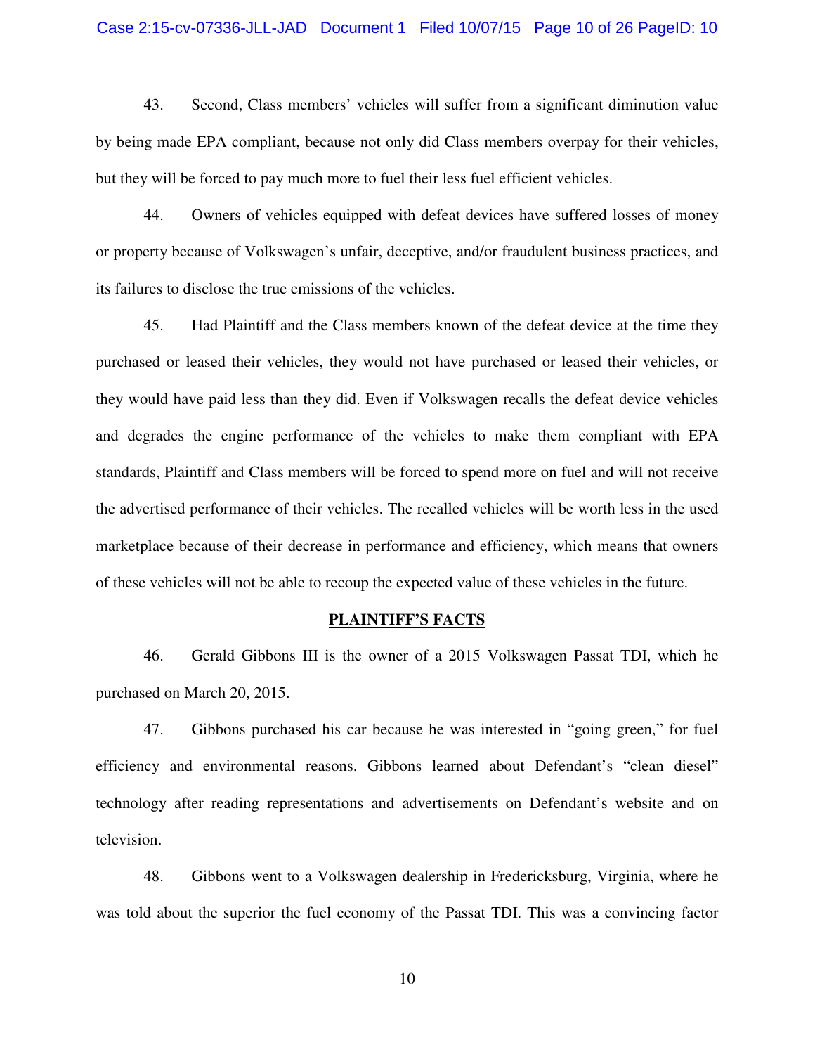43. Second, Class members' vehicles will suffer from a significant diminution value by being made EPA compliant, because not only did Class members overpay for their vehicles, but they will be forced to pay much more to fuel their less fuel efficient vehicles.

44. Owners of vehicles equipped with defeat devices have suffered losses of money or property because of Volkswagen's unfair, deceptive, and/or fraudulent business practices, and its failures to disclose the true emissions of the vehicles.

45. Had Plaintiff and the Class members known of the defeat device at the time they purchased or leased their vehicles, they would not have purchased or leased their vehicles, or they would have paid less than they did. Even if Volkswagen recalls the defeat device vehicles and degrades the engine performance of the vehicles to make them compliant with EPA standards, Plaintiff and Class members will be forced to spend more on fuel and will not receive the advertised performance of their vehicles. The recalled vehicles will be worth less in the used marketplace because of their decrease in performance and efficiency, which means that owners of these vehicles will not be able to recoup the expected value of these vehicles in the future.

## PLAINTIFF'S FACTS

46. Gerald Gibbons III is the owner of a 2015 Volkswagen Passat TDI, which he purchased on March 20, 2015.

47. Gibbons purchased his car because he was interested in "going green," for fuel efficiency and environmental reasons. Gibbons learned about Defendant's "clean diesel" technology after reading representations and advertisements on Defendant's website and on television.

48. Gibbons went to a Volkswagen dealership in Fredericksburg, Virginia, where he was told about the superior the fuel economy of the Passat TDI. This was a convincing factor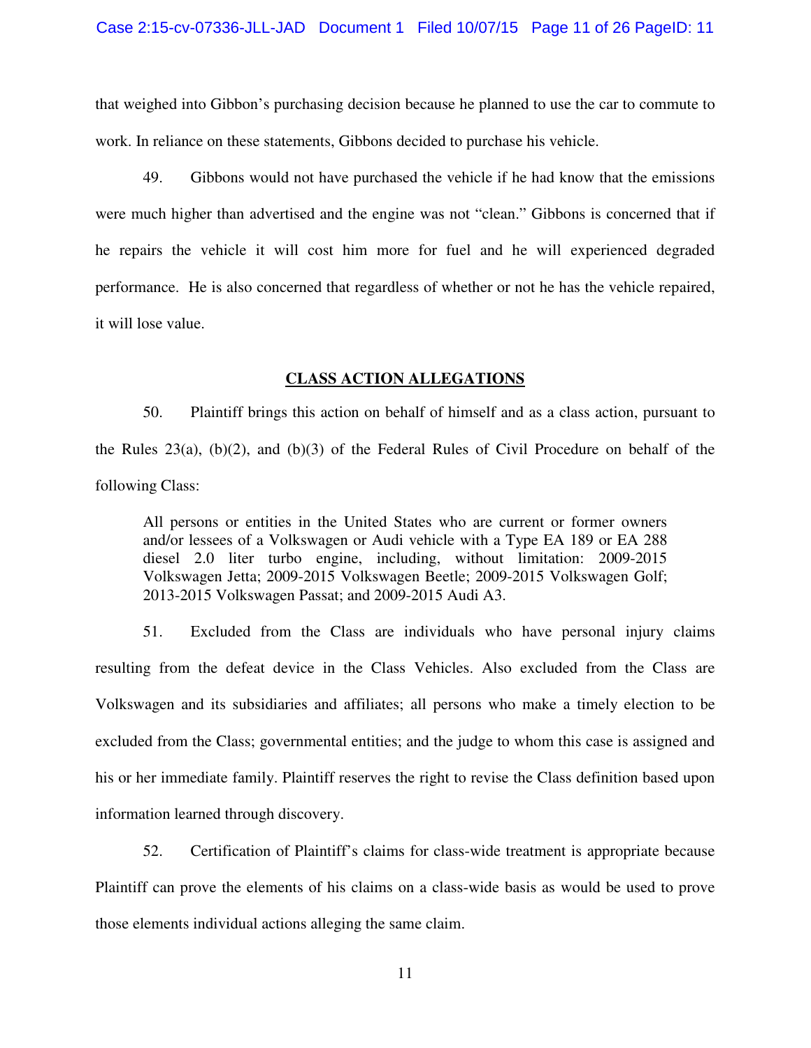that weighed into Gibbon's purchasing decision because he planned to use the car to commute to work. In reliance on these statements, Gibbons decided to purchase his vehicle.

49. Gibbons would not have purchased the vehicle if he had know that the emissions were much higher than advertised and the engine was not "clean." Gibbons is concerned that if he repairs the vehicle it will cost him more for fuel and he will experienced degraded performance. He is also concerned that regardless of whether or not he has the vehicle repaired, it will lose value.

## CLASS ACTION ALLEGATIONS

50. Plaintiff brings this action on behalf of himself and as a class action, pursuant to the Rules 23(a), (b)(2), and (b)(3) of the Federal Rules of Civil Procedure on behalf of the following Class:

> All persons or entities in the United States who are current or former owners and/or lessees of a Volkswagen or Audi vehicle with a Type EA 189 or EA 288 diesel 2.0 liter turbo engine, including, without limitation: 2009-2015 Volkswagen Jetta; 2009-2015 Volkswagen Beetle; 2009-2015 Volkswagen Golf; 2013-2015 Volkswagen Passat; and 2009-2015 Audi A3.

51. Excluded from the Class are individuals who have personal injury claims resulting from the defeat device in the Class Vehicles. Also excluded from the Class are Volkswagen and its subsidiaries and affiliates; all persons who make a timely election to be excluded from the Class; governmental entities; and the judge to whom this case is assigned and his or her immediate family. Plaintiff reserves the right to revise the Class definition based upon information learned through discovery.

52. Certification of Plaintiff's claims for class-wide treatment is appropriate because Plaintiff can prove the elements of his claims on a class-wide basis as would be used to prove those elements individual actions alleging the same claim.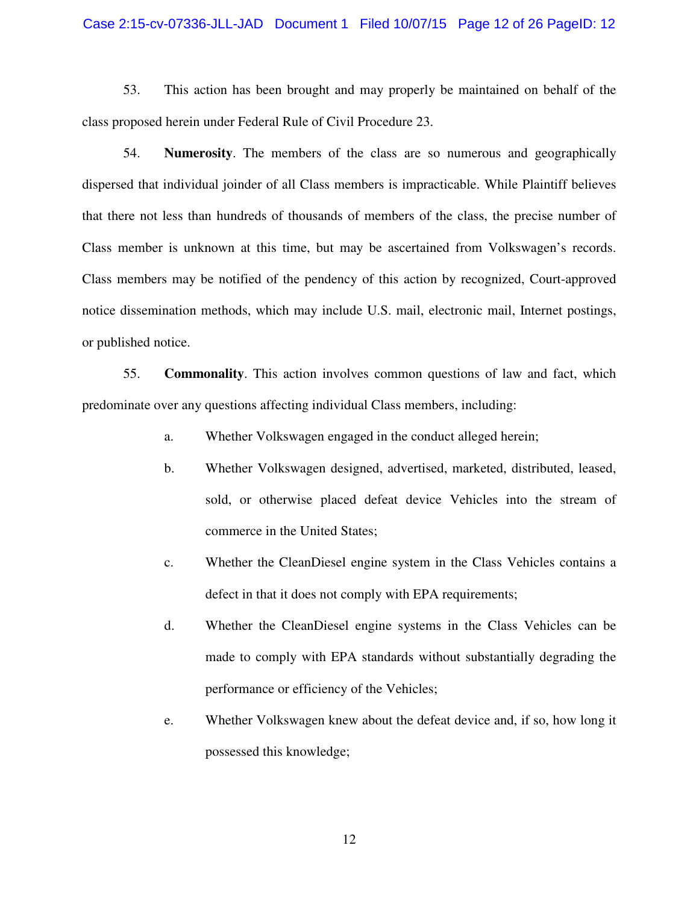53. This action has been brought and may properly be maintained on behalf of the class proposed herein under Federal Rule of Civil Procedure 23.

54. **Numerosity**. The members of the class are so numerous and geographically dispersed that individual joinder of all Class members is impracticable. While Plaintiff believes that there not less than hundreds of thousands of members of the class, the precise number of Class member is unknown at this time, but may be ascertained from Volkswagen's records. Class members may be notified of the pendency of this action by recognized, Court-approved notice dissemination methods, which may include U.S. mail, electronic mail, Internet postings, or published notice.

55. **Commonality**. This action involves common questions of law and fact, which predominate over any questions affecting individual Class members, including:

a. Whether Volkswagen engaged in the conduct alleged herein;

b. Whether Volkswagen designed, advertised, marketed, distributed, leased, sold, or otherwise placed defeat device Vehicles into the stream of commerce in the United States;

c. Whether the CleanDiesel engine system in the Class Vehicles contains a defect in that it does not comply with EPA requirements;

d. Whether the CleanDiesel engine systems in the Class Vehicles can be made to comply with EPA standards without substantially degrading the performance or efficiency of the Vehicles;

e. Whether Volkswagen knew about the defeat device and, if so, how long it possessed this knowledge;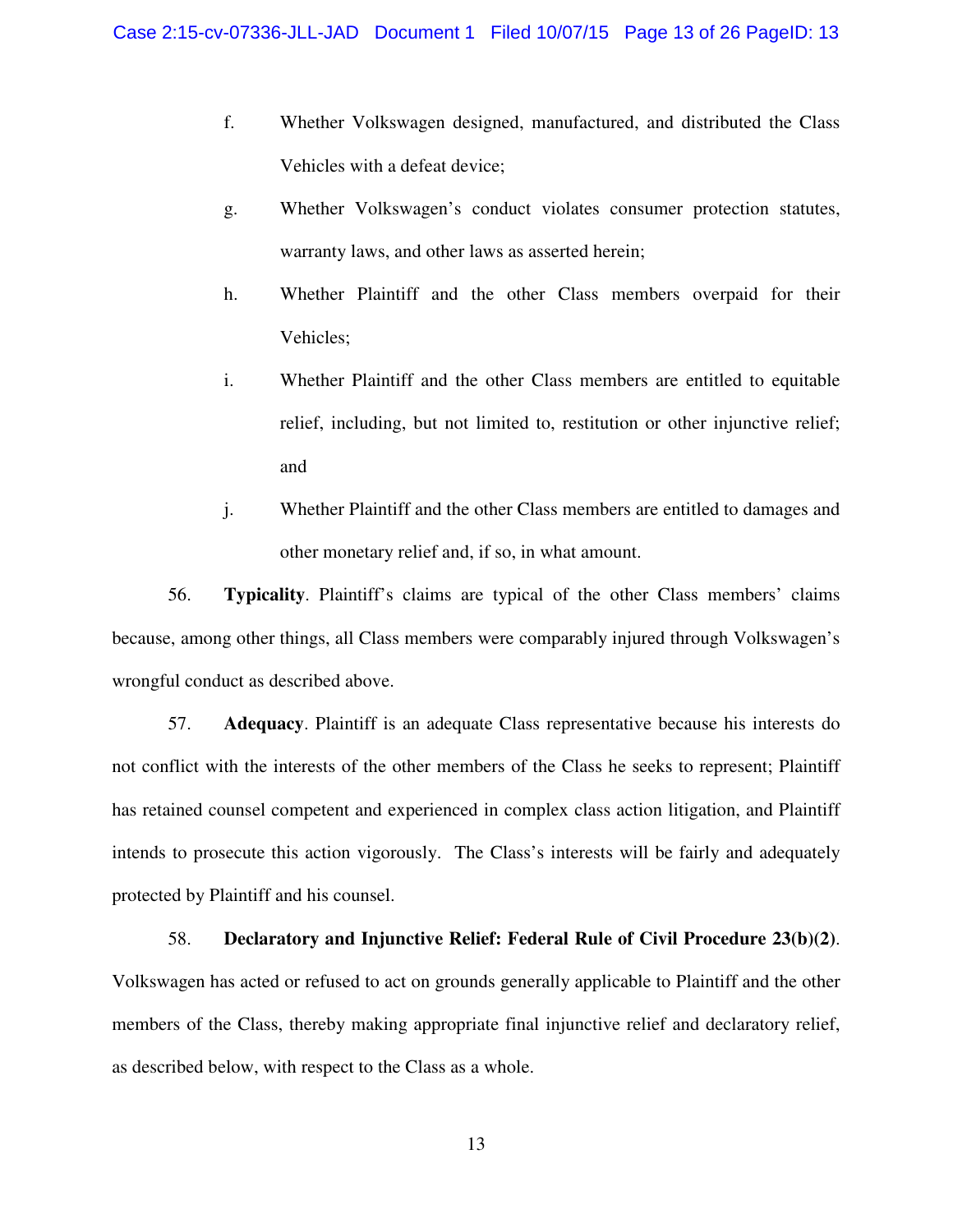f. Whether Volkswagen designed, manufactured, and distributed the Class Vehicles with a defeat device;

g. Whether Volkswagen's conduct violates consumer protection statutes, warranty laws, and other laws as asserted herein;

h. Whether Plaintiff and the other Class members overpaid for their Vehicles;

i. Whether Plaintiff and the other Class members are entitled to equitable relief, including, but not limited to, restitution or other injunctive relief; and

j. Whether Plaintiff and the other Class members are entitled to damages and other monetary relief and, if so, in what amount.

56. **Typicality**. Plaintiff's claims are typical of the other Class members' claims because, among other things, all Class members were comparably injured through Volkswagen's wrongful conduct as described above.

57. **Adequacy**. Plaintiff is an adequate Class representative because his interests do not conflict with the interests of the other members of the Class he seeks to represent; Plaintiff has retained counsel competent and experienced in complex class action litigation, and Plaintiff intends to prosecute this action vigorously. The Class's interests will be fairly and adequately protected by Plaintiff and his counsel.

58. **Declaratory and Injunctive Relief: Federal Rule of Civil Procedure 23(b)(2)**. Volkswagen has acted or refused to act on grounds generally applicable to Plaintiff and the other members of the Class, thereby making appropriate final injunctive relief and declaratory relief, as described below, with respect to the Class as a whole.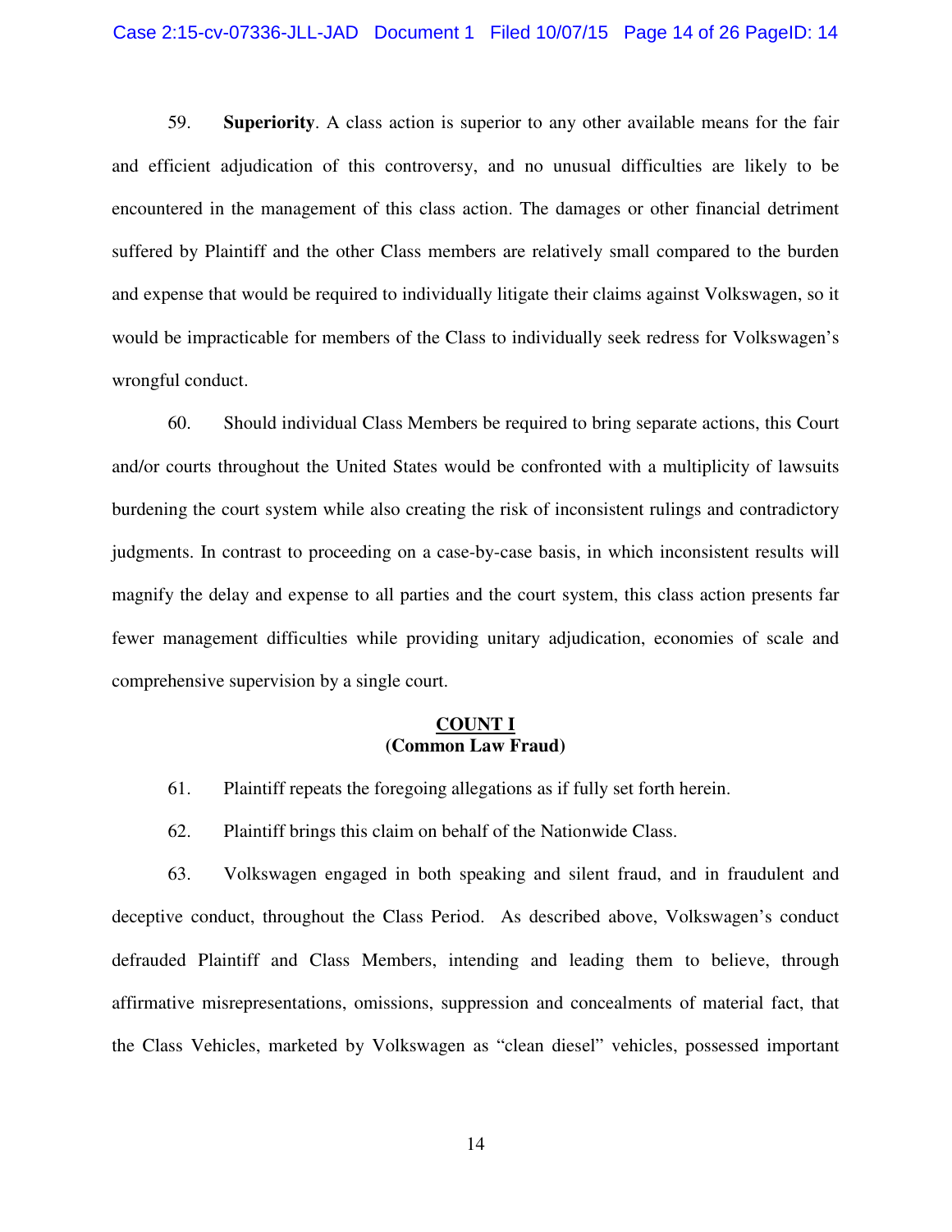59. **Superiority**. A class action is superior to any other available means for the fair and efficient adjudication of this controversy, and no unusual difficulties are likely to be encountered in the management of this class action. The damages or other financial detriment suffered by Plaintiff and the other Class members are relatively small compared to the burden and expense that would be required to individually litigate their claims against Volkswagen, so it would be impracticable for members of the Class to individually seek redress for Volkswagen's wrongful conduct.

60. Should individual Class Members be required to bring separate actions, this Court and/or courts throughout the United States would be confronted with a multiplicity of lawsuits burdening the court system while also creating the risk of inconsistent rulings and contradictory judgments. In contrast to proceeding on a case-by-case basis, in which inconsistent results will magnify the delay and expense to all parties and the court system, this class action presents far fewer management difficulties while providing unitary adjudication, economies of scale and comprehensive supervision by a single court.

## COUNT I
## (Common Law Fraud)

61. Plaintiff repeats the foregoing allegations as if fully set forth herein.

62. Plaintiff brings this claim on behalf of the Nationwide Class.

63. Volkswagen engaged in both speaking and silent fraud, and in fraudulent and deceptive conduct, throughout the Class Period. As described above, Volkswagen's conduct defrauded Plaintiff and Class Members, intending and leading them to believe, through affirmative misrepresentations, omissions, suppression and concealments of material fact, that the Class Vehicles, marketed by Volkswagen as "clean diesel" vehicles, possessed important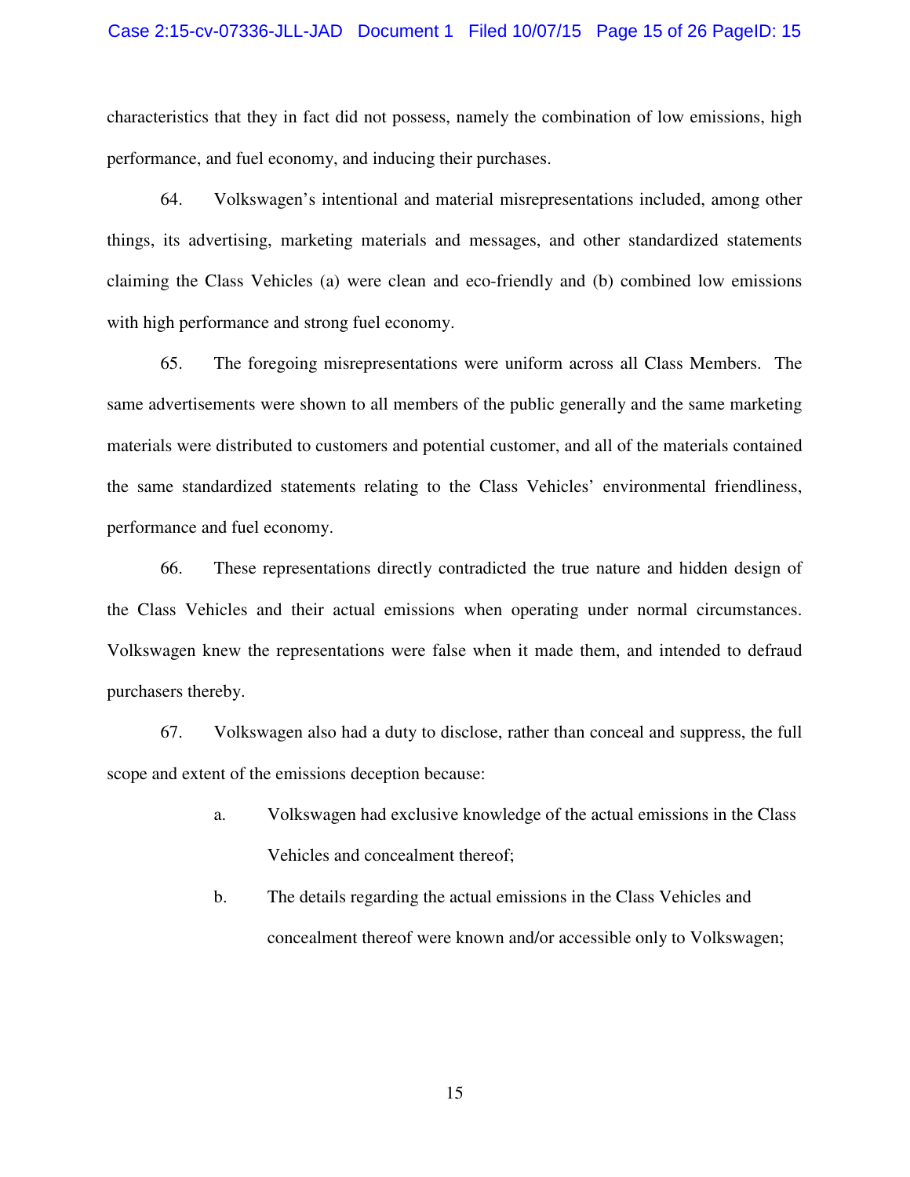characteristics that they in fact did not possess, namely the combination of low emissions, high performance, and fuel economy, and inducing their purchases.

64. Volkswagen's intentional and material misrepresentations included, among other things, its advertising, marketing materials and messages, and other standardized statements claiming the Class Vehicles (a) were clean and eco-friendly and (b) combined low emissions with high performance and strong fuel economy.

65. The foregoing misrepresentations were uniform across all Class Members. The same advertisements were shown to all members of the public generally and the same marketing materials were distributed to customers and potential customer, and all of the materials contained the same standardized statements relating to the Class Vehicles' environmental friendliness, performance and fuel economy.

66. These representations directly contradicted the true nature and hidden design of the Class Vehicles and their actual emissions when operating under normal circumstances. Volkswagen knew the representations were false when it made them, and intended to defraud purchasers thereby.

67. Volkswagen also had a duty to disclose, rather than conceal and suppress, the full scope and extent of the emissions deception because:

a. Volkswagen had exclusive knowledge of the actual emissions in the Class Vehicles and concealment thereof;

b. The details regarding the actual emissions in the Class Vehicles and concealment thereof were known and/or accessible only to Volkswagen;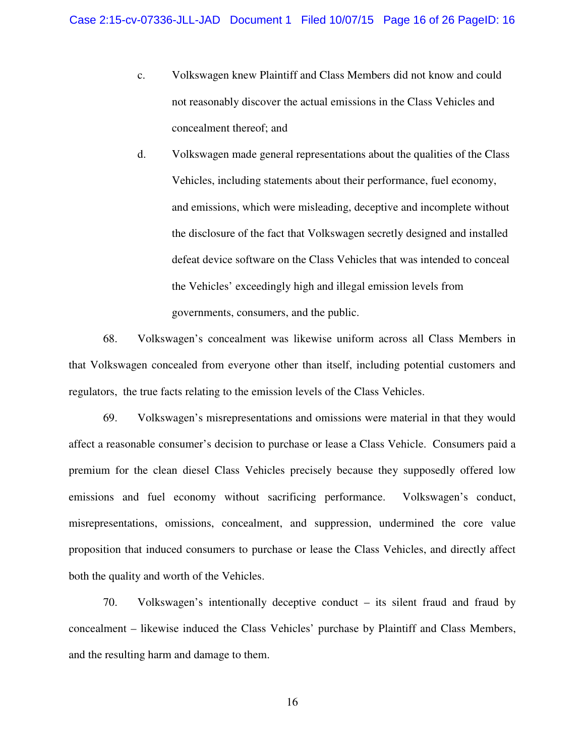c. Volkswagen knew Plaintiff and Class Members did not know and could not reasonably discover the actual emissions in the Class Vehicles and concealment thereof; and

d. Volkswagen made general representations about the qualities of the Class Vehicles, including statements about their performance, fuel economy, and emissions, which were misleading, deceptive and incomplete without the disclosure of the fact that Volkswagen secretly designed and installed defeat device software on the Class Vehicles that was intended to conceal the Vehicles' exceedingly high and illegal emission levels from governments, consumers, and the public.

68. Volkswagen's concealment was likewise uniform across all Class Members in that Volkswagen concealed from everyone other than itself, including potential customers and regulators, the true facts relating to the emission levels of the Class Vehicles.

69. Volkswagen's misrepresentations and omissions were material in that they would affect a reasonable consumer's decision to purchase or lease a Class Vehicle. Consumers paid a premium for the clean diesel Class Vehicles precisely because they supposedly offered low emissions and fuel economy without sacrificing performance. Volkswagen's conduct, misrepresentations, omissions, concealment, and suppression, undermined the core value proposition that induced consumers to purchase or lease the Class Vehicles, and directly affect both the quality and worth of the Vehicles.

70. Volkswagen's intentionally deceptive conduct – its silent fraud and fraud by concealment – likewise induced the Class Vehicles' purchase by Plaintiff and Class Members, and the resulting harm and damage to them.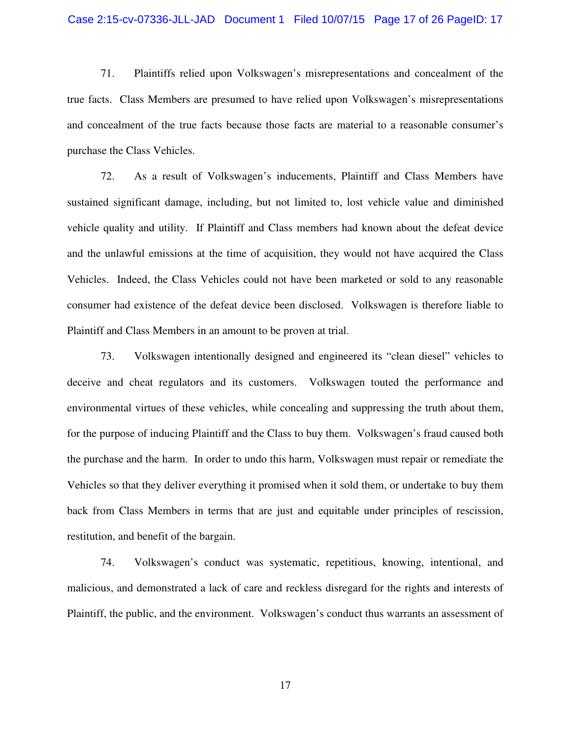71. Plaintiffs relied upon Volkswagen's misrepresentations and concealment of the true facts. Class Members are presumed to have relied upon Volkswagen's misrepresentations and concealment of the true facts because those facts are material to a reasonable consumer's purchase the Class Vehicles.

72. As a result of Volkswagen's inducements, Plaintiff and Class Members have sustained significant damage, including, but not limited to, lost vehicle value and diminished vehicle quality and utility. If Plaintiff and Class members had known about the defeat device and the unlawful emissions at the time of acquisition, they would not have acquired the Class Vehicles. Indeed, the Class Vehicles could not have been marketed or sold to any reasonable consumer had existence of the defeat device been disclosed. Volkswagen is therefore liable to Plaintiff and Class Members in an amount to be proven at trial.

73. Volkswagen intentionally designed and engineered its "clean diesel" vehicles to deceive and cheat regulators and its customers. Volkswagen touted the performance and environmental virtues of these vehicles, while concealing and suppressing the truth about them, for the purpose of inducing Plaintiff and the Class to buy them. Volkswagen's fraud caused both the purchase and the harm. In order to undo this harm, Volkswagen must repair or remediate the Vehicles so that they deliver everything it promised when it sold them, or undertake to buy them back from Class Members in terms that are just and equitable under principles of rescission, restitution, and benefit of the bargain.

74. Volkswagen's conduct was systematic, repetitious, knowing, intentional, and malicious, and demonstrated a lack of care and reckless disregard for the rights and interests of Plaintiff, the public, and the environment. Volkswagen's conduct thus warrants an assessment of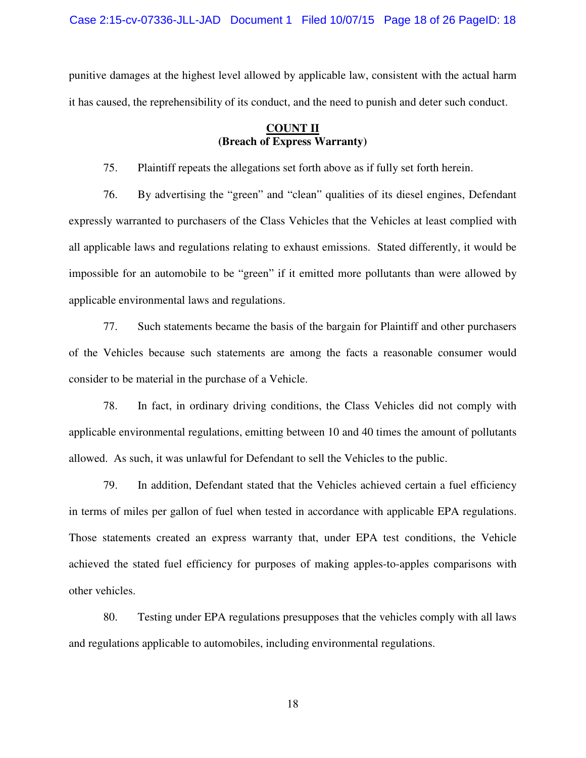punitive damages at the highest level allowed by applicable law, consistent with the actual harm it has caused, the reprehensibility of its conduct, and the need to punish and deter such conduct.

## COUNT II
### (Breach of Express Warranty)

75. Plaintiff repeats the allegations set forth above as if fully set forth herein.

76. By advertising the "green" and "clean" qualities of its diesel engines, Defendant expressly warranted to purchasers of the Class Vehicles that the Vehicles at least complied with all applicable laws and regulations relating to exhaust emissions. Stated differently, it would be impossible for an automobile to be "green" if it emitted more pollutants than were allowed by applicable environmental laws and regulations.

77. Such statements became the basis of the bargain for Plaintiff and other purchasers of the Vehicles because such statements are among the facts a reasonable consumer would consider to be material in the purchase of a Vehicle.

78. In fact, in ordinary driving conditions, the Class Vehicles did not comply with applicable environmental regulations, emitting between 10 and 40 times the amount of pollutants allowed. As such, it was unlawful for Defendant to sell the Vehicles to the public.

79. In addition, Defendant stated that the Vehicles achieved certain a fuel efficiency in terms of miles per gallon of fuel when tested in accordance with applicable EPA regulations. Those statements created an express warranty that, under EPA test conditions, the Vehicle achieved the stated fuel efficiency for purposes of making apples-to-apples comparisons with other vehicles.

80. Testing under EPA regulations presupposes that the vehicles comply with all laws and regulations applicable to automobiles, including environmental regulations.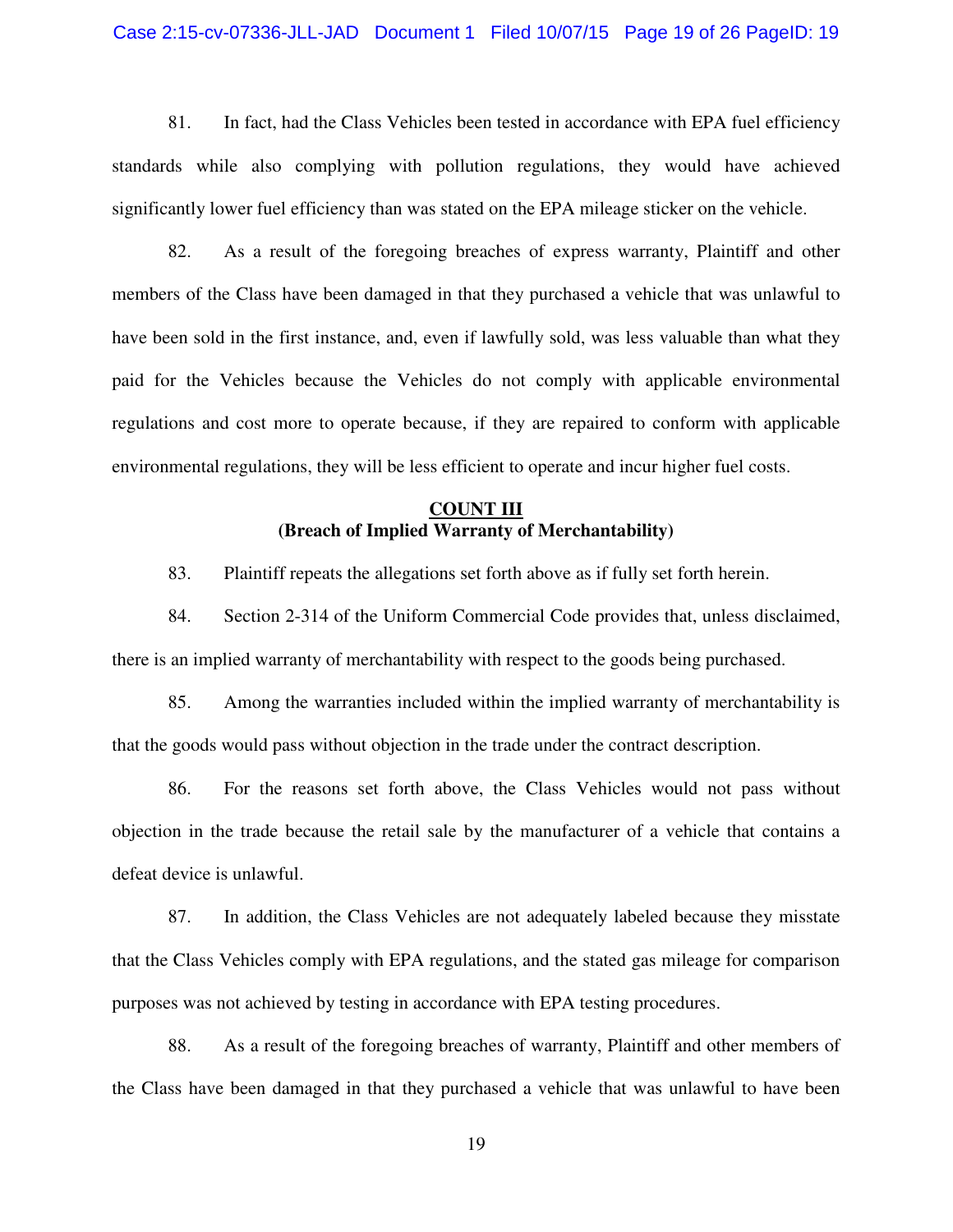81. In fact, had the Class Vehicles been tested in accordance with EPA fuel efficiency standards while also complying with pollution regulations, they would have achieved significantly lower fuel efficiency than was stated on the EPA mileage sticker on the vehicle.

82. As a result of the foregoing breaches of express warranty, Plaintiff and other members of the Class have been damaged in that they purchased a vehicle that was unlawful to have been sold in the first instance, and, even if lawfully sold, was less valuable than what they paid for the Vehicles because the Vehicles do not comply with applicable environmental regulations and cost more to operate because, if they are repaired to conform with applicable environmental regulations, they will be less efficient to operate and incur higher fuel costs.

## COUNT III
**(Breach of Implied Warranty of Merchantability)**

83. Plaintiff repeats the allegations set forth above as if fully set forth herein.

84. Section 2-314 of the Uniform Commercial Code provides that, unless disclaimed, there is an implied warranty of merchantability with respect to the goods being purchased.

85. Among the warranties included within the implied warranty of merchantability is that the goods would pass without objection in the trade under the contract description.

86. For the reasons set forth above, the Class Vehicles would not pass without objection in the trade because the retail sale by the manufacturer of a vehicle that contains a defeat device is unlawful.

87. In addition, the Class Vehicles are not adequately labeled because they misstate that the Class Vehicles comply with EPA regulations, and the stated gas mileage for comparison purposes was not achieved by testing in accordance with EPA testing procedures.

88. As a result of the foregoing breaches of warranty, Plaintiff and other members of the Class have been damaged in that they purchased a vehicle that was unlawful to have been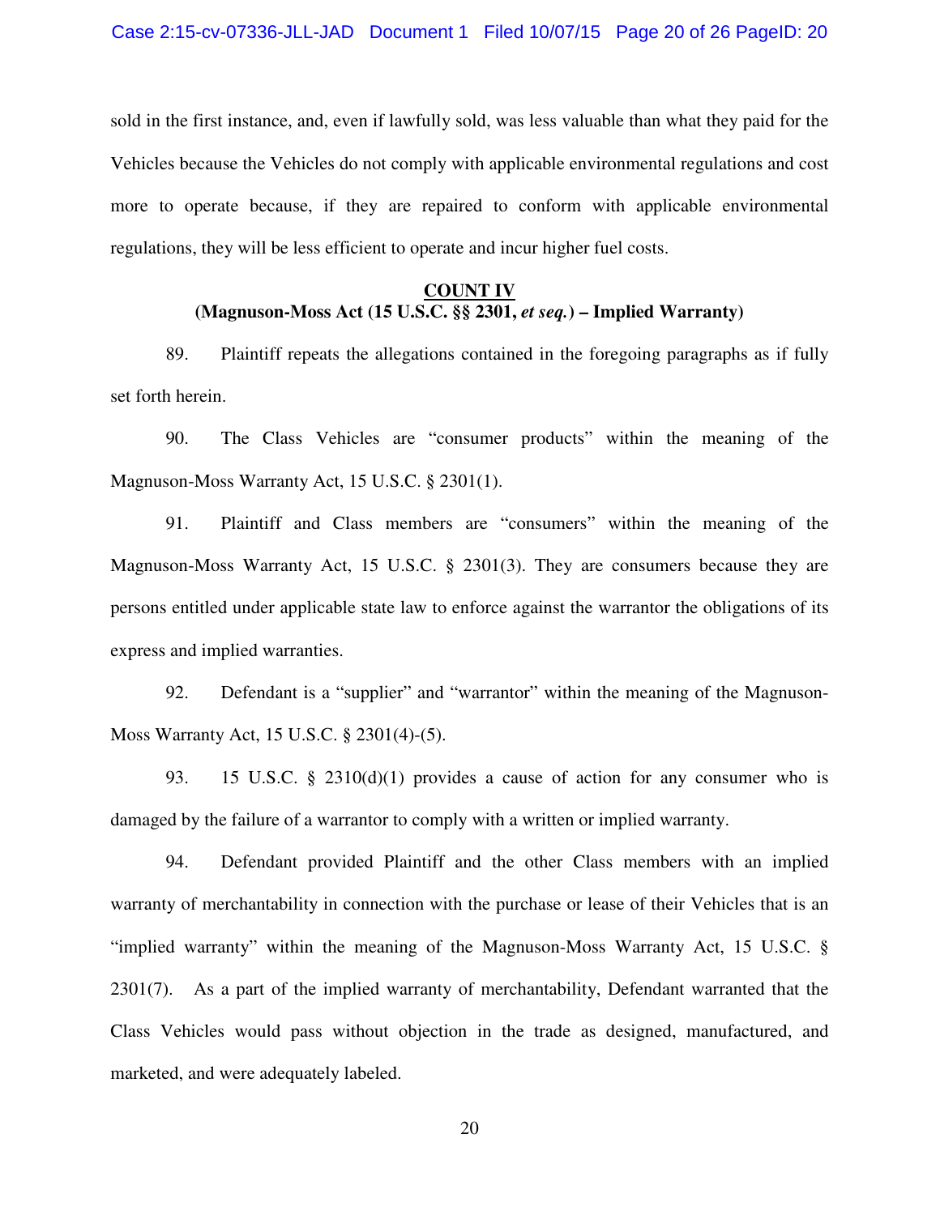sold in the first instance, and, even if lawfully sold, was less valuable than what they paid for the Vehicles because the Vehicles do not comply with applicable environmental regulations and cost more to operate because, if they are repaired to conform with applicable environmental regulations, they will be less efficient to operate and incur higher fuel costs.

**COUNT IV**
**(Magnuson-Moss Act (15 U.S.C. §§ 2301, *et seq.*) – Implied Warranty)**

89. Plaintiff repeats the allegations contained in the foregoing paragraphs as if fully set forth herein.

90. The Class Vehicles are "consumer products" within the meaning of the Magnuson-Moss Warranty Act, 15 U.S.C. § 2301(1).

91. Plaintiff and Class members are "consumers" within the meaning of the Magnuson-Moss Warranty Act, 15 U.S.C. § 2301(3). They are consumers because they are persons entitled under applicable state law to enforce against the warrantor the obligations of its express and implied warranties.

92. Defendant is a "supplier" and "warrantor" within the meaning of the Magnuson-Moss Warranty Act, 15 U.S.C. § 2301(4)-(5).

93. 15 U.S.C. § 2310(d)(1) provides a cause of action for any consumer who is damaged by the failure of a warrantor to comply with a written or implied warranty.

94. Defendant provided Plaintiff and the other Class members with an implied warranty of merchantability in connection with the purchase or lease of their Vehicles that is an "implied warranty" within the meaning of the Magnuson-Moss Warranty Act, 15 U.S.C. § 2301(7). As a part of the implied warranty of merchantability, Defendant warranted that the Class Vehicles would pass without objection in the trade as designed, manufactured, and marketed, and were adequately labeled.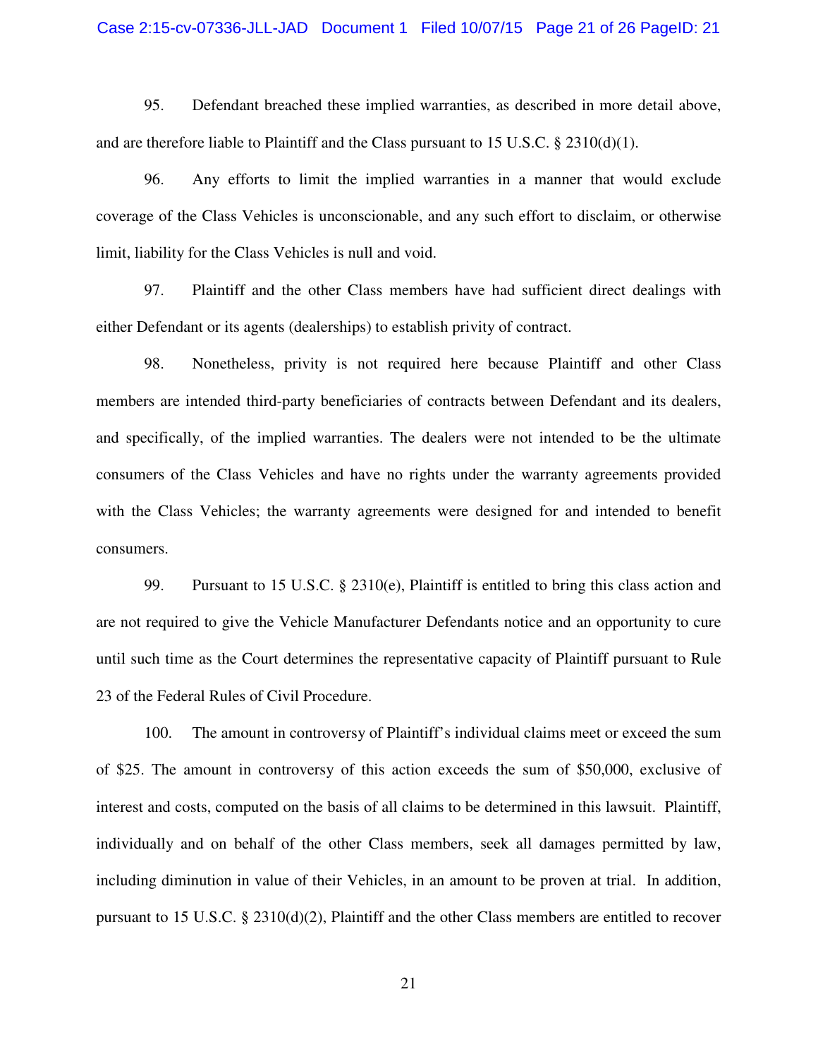95. Defendant breached these implied warranties, as described in more detail above, and are therefore liable to Plaintiff and the Class pursuant to 15 U.S.C. § 2310(d)(1).

96. Any efforts to limit the implied warranties in a manner that would exclude coverage of the Class Vehicles is unconscionable, and any such effort to disclaim, or otherwise limit, liability for the Class Vehicles is null and void.

97. Plaintiff and the other Class members have had sufficient direct dealings with either Defendant or its agents (dealerships) to establish privity of contract.

98. Nonetheless, privity is not required here because Plaintiff and other Class members are intended third-party beneficiaries of contracts between Defendant and its dealers, and specifically, of the implied warranties. The dealers were not intended to be the ultimate consumers of the Class Vehicles and have no rights under the warranty agreements provided with the Class Vehicles; the warranty agreements were designed for and intended to benefit consumers.

99. Pursuant to 15 U.S.C. § 2310(e), Plaintiff is entitled to bring this class action and are not required to give the Vehicle Manufacturer Defendants notice and an opportunity to cure until such time as the Court determines the representative capacity of Plaintiff pursuant to Rule 23 of the Federal Rules of Civil Procedure.

100. The amount in controversy of Plaintiff's individual claims meet or exceed the sum of $25. The amount in controversy of this action exceeds the sum of $50,000, exclusive of interest and costs, computed on the basis of all claims to be determined in this lawsuit. Plaintiff, individually and on behalf of the other Class members, seek all damages permitted by law, including diminution in value of their Vehicles, in an amount to be proven at trial. In addition, pursuant to 15 U.S.C. § 2310(d)(2), Plaintiff and the other Class members are entitled to recover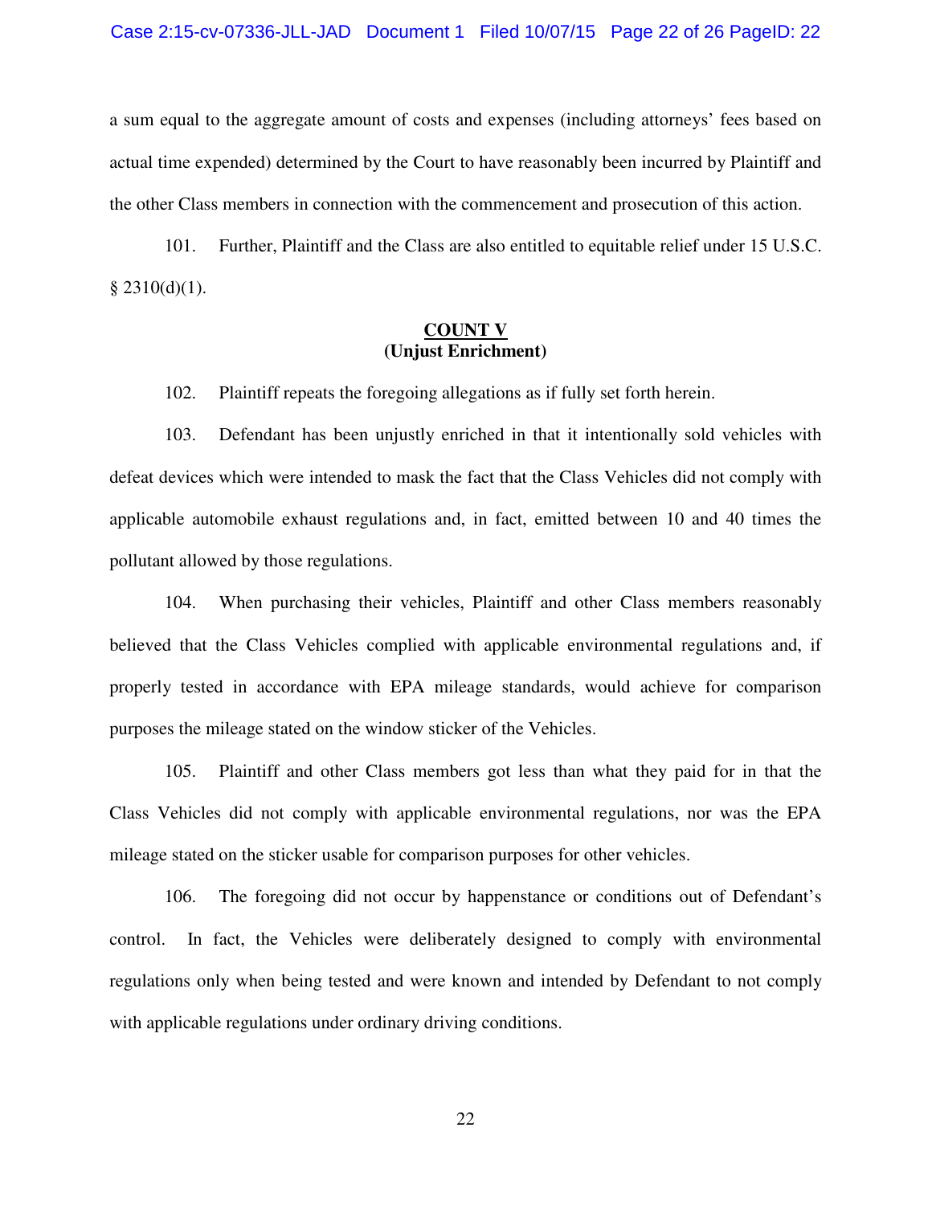a sum equal to the aggregate amount of costs and expenses (including attorneys' fees based on actual time expended) determined by the Court to have reasonably been incurred by Plaintiff and the other Class members in connection with the commencement and prosecution of this action.

101. Further, Plaintiff and the Class are also entitled to equitable relief under 15 U.S.C. § 2310(d)(1).

**COUNT V**
**(Unjust Enrichment)**

102. Plaintiff repeats the foregoing allegations as if fully set forth herein.

103. Defendant has been unjustly enriched in that it intentionally sold vehicles with defeat devices which were intended to mask the fact that the Class Vehicles did not comply with applicable automobile exhaust regulations and, in fact, emitted between 10 and 40 times the pollutant allowed by those regulations.

104. When purchasing their vehicles, Plaintiff and other Class members reasonably believed that the Class Vehicles complied with applicable environmental regulations and, if properly tested in accordance with EPA mileage standards, would achieve for comparison purposes the mileage stated on the window sticker of the Vehicles.

105. Plaintiff and other Class members got less than what they paid for in that the Class Vehicles did not comply with applicable environmental regulations, nor was the EPA mileage stated on the sticker usable for comparison purposes for other vehicles.

106. The foregoing did not occur by happenstance or conditions out of Defendant's control. In fact, the Vehicles were deliberately designed to comply with environmental regulations only when being tested and were known and intended by Defendant to not comply with applicable regulations under ordinary driving conditions.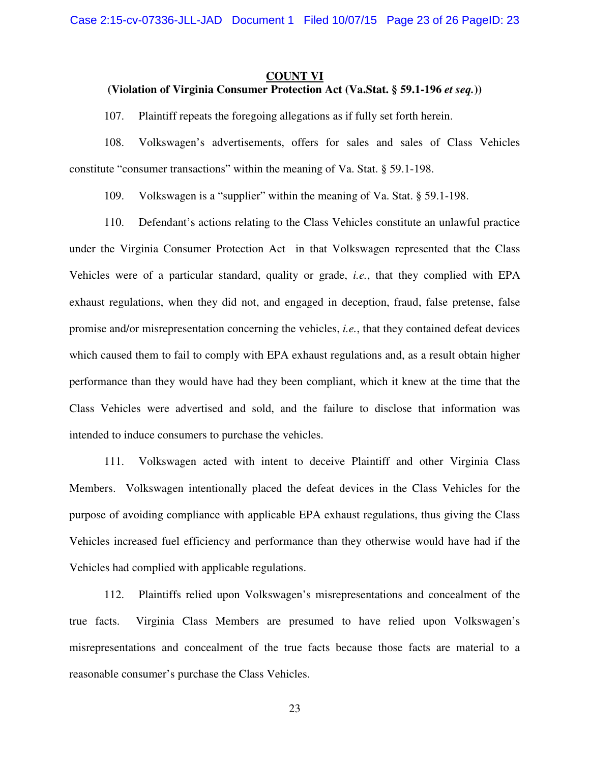**COUNT VI**
**(Violation of Virginia Consumer Protection Act (Va.Stat. § 59.1-196 *et seq.*))**

107. Plaintiff repeats the foregoing allegations as if fully set forth herein.

108. Volkswagen's advertisements, offers for sales and sales of Class Vehicles constitute "consumer transactions" within the meaning of Va. Stat. § 59.1-198.

109. Volkswagen is a "supplier" within the meaning of Va. Stat. § 59.1-198.

110. Defendant's actions relating to the Class Vehicles constitute an unlawful practice under the Virginia Consumer Protection Act in that Volkswagen represented that the Class Vehicles were of a particular standard, quality or grade, *i.e.*, that they complied with EPA exhaust regulations, when they did not, and engaged in deception, fraud, false pretense, false promise and/or misrepresentation concerning the vehicles, *i.e.*, that they contained defeat devices which caused them to fail to comply with EPA exhaust regulations and, as a result obtain higher performance than they would have had they been compliant, which it knew at the time that the Class Vehicles were advertised and sold, and the failure to disclose that information was intended to induce consumers to purchase the vehicles.

111. Volkswagen acted with intent to deceive Plaintiff and other Virginia Class Members. Volkswagen intentionally placed the defeat devices in the Class Vehicles for the purpose of avoiding compliance with applicable EPA exhaust regulations, thus giving the Class Vehicles increased fuel efficiency and performance than they otherwise would have had if the Vehicles had complied with applicable regulations.

112. Plaintiffs relied upon Volkswagen's misrepresentations and concealment of the true facts. Virginia Class Members are presumed to have relied upon Volkswagen's misrepresentations and concealment of the true facts because those facts are material to a reasonable consumer's purchase the Class Vehicles.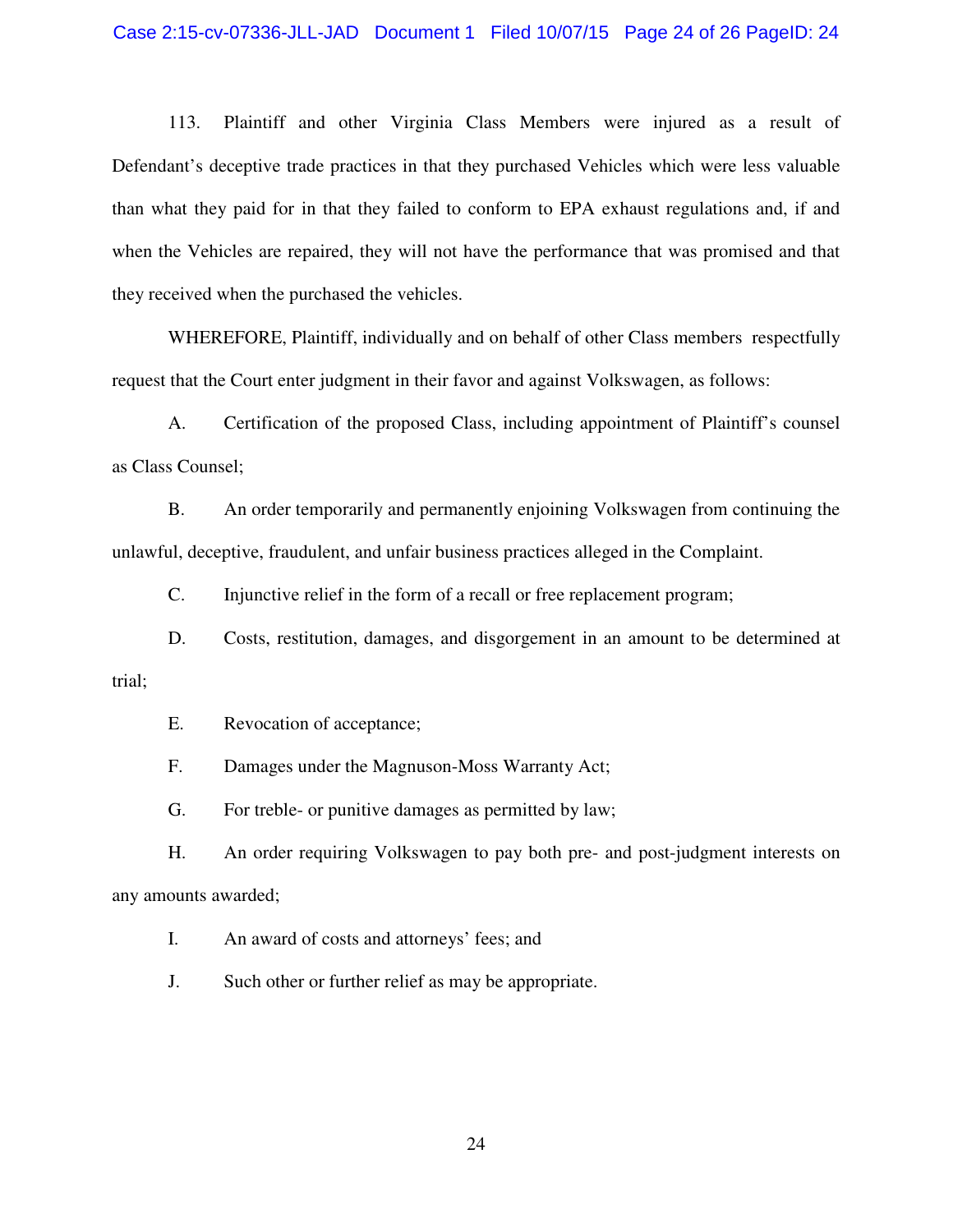113. Plaintiff and other Virginia Class Members were injured as a result of Defendant's deceptive trade practices in that they purchased Vehicles which were less valuable than what they paid for in that they failed to conform to EPA exhaust regulations and, if and when the Vehicles are repaired, they will not have the performance that was promised and that they received when the purchased the vehicles.

WHEREFORE, Plaintiff, individually and on behalf of other Class members respectfully request that the Court enter judgment in their favor and against Volkswagen, as follows:

A. Certification of the proposed Class, including appointment of Plaintiff's counsel as Class Counsel;

B. An order temporarily and permanently enjoining Volkswagen from continuing the unlawful, deceptive, fraudulent, and unfair business practices alleged in the Complaint.

C. Injunctive relief in the form of a recall or free replacement program;

D. Costs, restitution, damages, and disgorgement in an amount to be determined at trial;

E. Revocation of acceptance;

F. Damages under the Magnuson-Moss Warranty Act;

G. For treble- or punitive damages as permitted by law;

H. An order requiring Volkswagen to pay both pre- and post-judgment interests on any amounts awarded;

I. An award of costs and attorneys' fees; and

J. Such other or further relief as may be appropriate.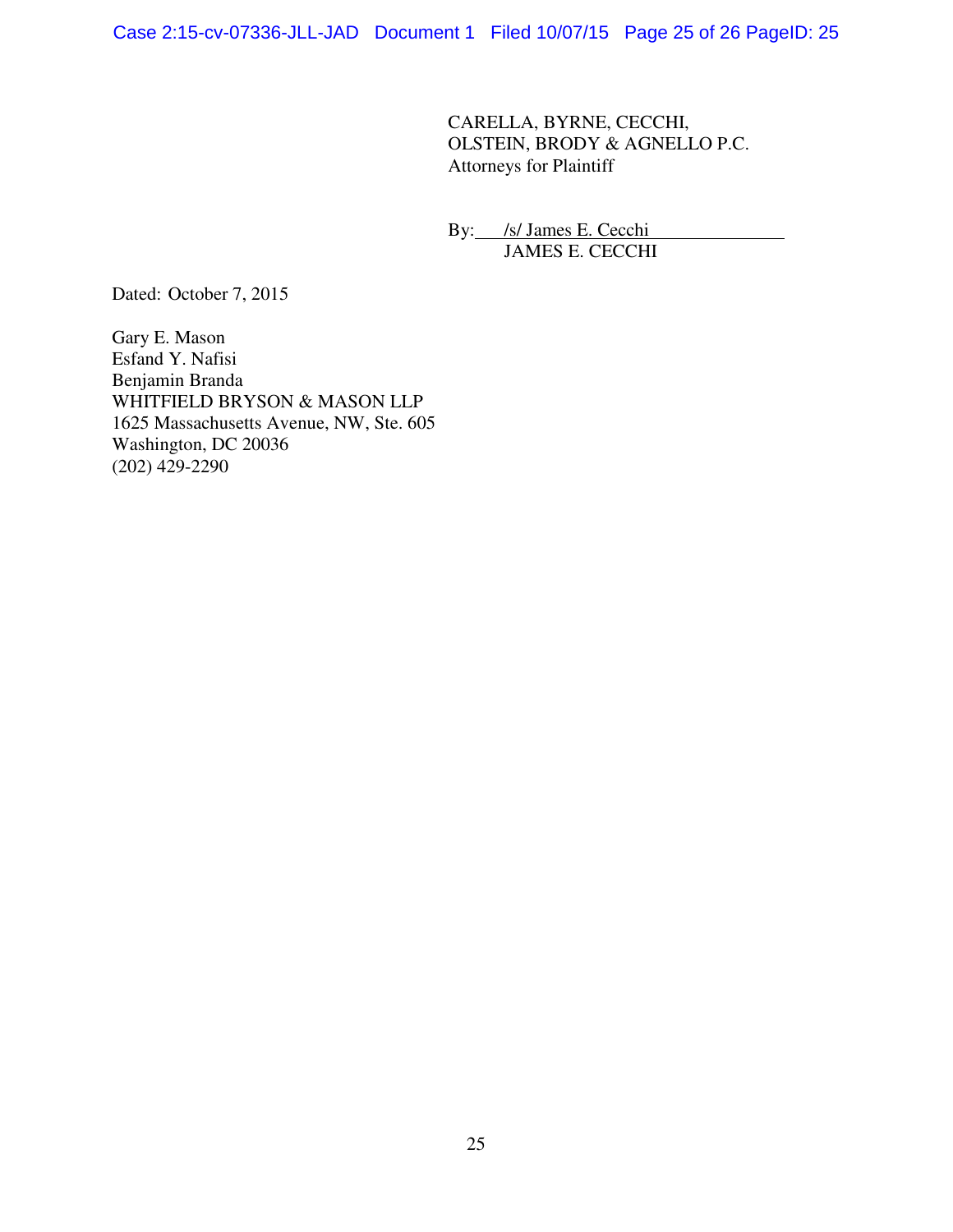CARELLA, BYRNE, CECCHI,
OLSTEIN, BRODY & AGNELLO P.C.
Attorneys for Plaintiff

By: /s/ James E. Cecchi
JAMES E. CECCHI

Dated: October 7, 2015

Gary E. Mason
Esfand Y. Nafisi
Benjamin Branda
WHITFIELD BRYSON & MASON LLP
1625 Massachusetts Avenue, NW, Ste. 605
Washington, DC 20036
(202) 429-2290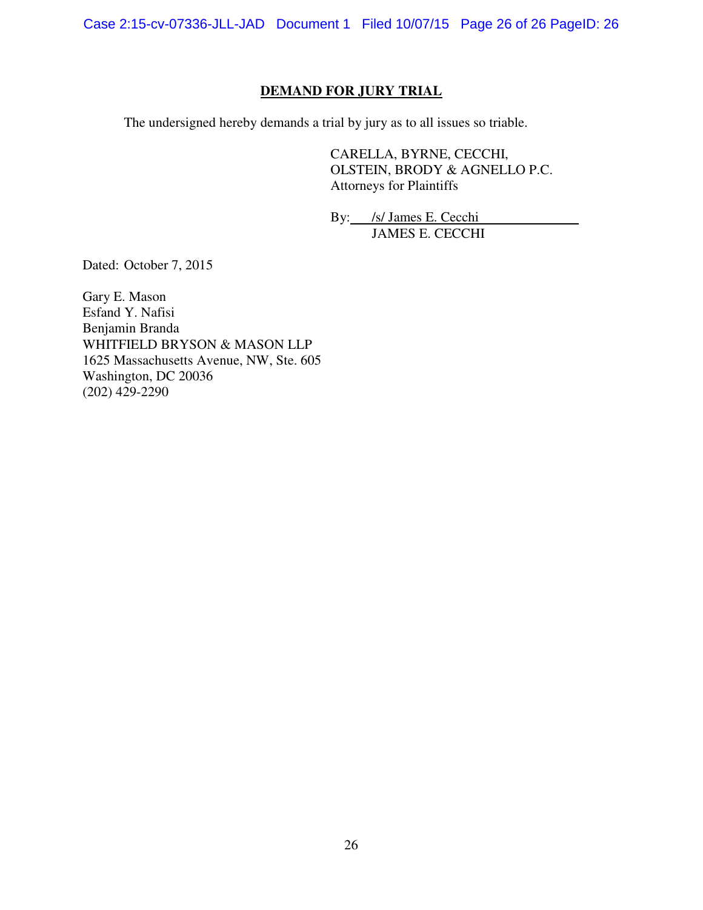## DEMAND FOR JURY TRIAL

The undersigned hereby demands a trial by jury as to all issues so triable.

CARELLA, BYRNE, CECCHI,
OLSTEIN, BRODY & AGNELLO P.C.
Attorneys for Plaintiffs

By: /s/ James E. Cecchi
JAMES E. CECCHI

Dated: October 7, 2015

Gary E. Mason
Esfand Y. Nafisi
Benjamin Branda
WHITFIELD BRYSON & MASON LLP
1625 Massachusetts Avenue, NW, Ste. 605
Washington, DC 20036
(202) 429-2290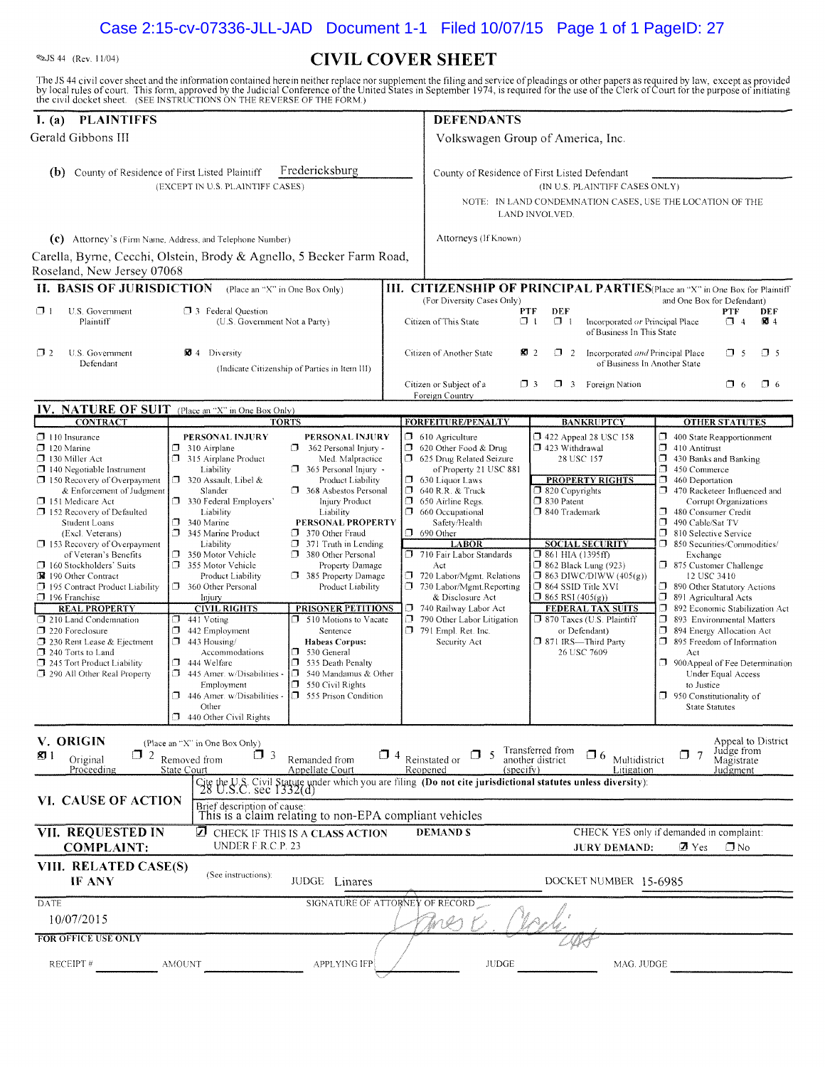JS 44 (Rev. 11/04)

# CIVIL COVER SHEET

The JS 44 civil cover sheet and the information contained herein neither replace nor supplement the filing and service of pleadings or other papers as required by law, except as provided by local rules of court. This form, approved by the Judicial Conference of the United States in September 1974, is required for the use of the Clerk of Court for the purpose of initiating the civil docket sheet. (SEE INSTRUCTIONS ON THE REVERSE OF THE FORM.)

## I. (a) PLAINTIFFS

Gerald Gibbons III

**(b)** County of Residence of First Listed Plaintiff: Fredericksburg
(EXCEPT IN U.S. PLAINTIFF CASES)

**(c)** Attorney's (Firm Name, Address, and Telephone Number)

Carella, Byrne, Cecchi, Olstein, Brody & Agnello, 5 Becker Farm Road, Roseland, New Jersey 07068

## DEFENDANTS

Volkswagen Group of America, Inc.

County of Residence of First Listed Defendant
(IN U.S. PLAINTIFF CASES ONLY)

NOTE: IN LAND CONDEMNATION CASES, USE THE LOCATION OF THE LAND INVOLVED.

Attorneys (If Known)

## II. BASIS OF JURISDICTION (Place an "X" in One Box Only)

- ☐ 1 U.S. Government Plaintiff
- ☐ 3 Federal Question (U.S. Government Not a Party)
- ☐ 2 U.S. Government Defendant
- ☒ 4 Diversity (Indicate Citizenship of Parties in Item III)

## III. CITIZENSHIP OF PRINCIPAL PARTIES (Place an "X" in One Box for Plaintiff and One Box for Defendant) (For Diversity Cases Only)

| | PTF | DEF | | PTF | DEF |
|---|---|---|---|---|---|
| Citizen of This State | ☐ 1 | ☐ 1 | Incorporated *or* Principal Place of Business In This State | ☐ 4 | ☒ 4 |
| Citizen of Another State | ☒ 2 | ☐ 2 | Incorporated *and* Principal Place of Business In Another State | ☐ 5 | ☐ 5 |
| Citizen or Subject of a Foreign Country | ☐ 3 | ☐ 3 | Foreign Nation | ☐ 6 | ☐ 6 |

## IV. NATURE OF SUIT (Place an "X" in One Box Only)

**CONTRACT**
- ☐ 110 Insurance
- ☐ 120 Marine
- ☐ 130 Miller Act
- ☐ 140 Negotiable Instrument
- ☐ 150 Recovery of Overpayment & Enforcement of Judgment
- ☐ 151 Medicare Act
- ☐ 152 Recovery of Defaulted Student Loans (Excl. Veterans)
- ☐ 153 Recovery of Overpayment of Veteran's Benefits
- ☐ 160 Stockholders' Suits
- ☒ 190 Other Contract
- ☐ 195 Contract Product Liability
- ☐ 196 Franchise

**REAL PROPERTY**
- ☐ 210 Land Condemnation
- ☐ 220 Foreclosure
- ☐ 230 Rent Lease & Ejectment
- ☐ 240 Torts to Land
- ☐ 245 Tort Product Liability
- ☐ 290 All Other Real Property

**TORTS — PERSONAL INJURY**
- ☐ 310 Airplane
- ☐ 315 Airplane Product Liability
- ☐ 320 Assault, Libel & Slander
- ☐ 330 Federal Employers' Liability
- ☐ 340 Marine
- ☐ 345 Marine Product Liability
- ☐ 350 Motor Vehicle
- ☐ 355 Motor Vehicle Product Liability
- ☐ 360 Other Personal Injury

**PERSONAL INJURY**
- ☐ 362 Personal Injury - Med. Malpractice
- ☐ 365 Personal Injury - Product Liability
- ☐ 368 Asbestos Personal Injury Product Liability

**PERSONAL PROPERTY**
- ☐ 370 Other Fraud
- ☐ 371 Truth in Lending
- ☐ 380 Other Personal Property Damage
- ☐ 385 Property Damage Product Liability

**CIVIL RIGHTS**
- ☐ 441 Voting
- ☐ 442 Employment
- ☐ 443 Housing/ Accommodations
- ☐ 444 Welfare
- ☐ 445 Amer. w/Disabilities - Employment
- ☐ 446 Amer. w/Disabilities - Other
- ☐ 440 Other Civil Rights

**PRISONER PETITIONS**
- ☐ 510 Motions to Vacate Sentence
- Habeas Corpus:
- ☐ 530 General
- ☐ 535 Death Penalty
- ☐ 540 Mandamus & Other
- ☐ 550 Civil Rights
- ☐ 555 Prison Condition

**FORFEITURE/PENALTY**
- ☐ 610 Agriculture
- ☐ 620 Other Food & Drug
- ☐ 625 Drug Related Seizure of Property 21 USC 881
- ☐ 630 Liquor Laws
- ☐ 640 R.R. & Truck
- ☐ 650 Airline Regs.
- ☐ 660 Occupational Safety/Health
- ☐ 690 Other

**LABOR**
- ☐ 710 Fair Labor Standards Act
- ☐ 720 Labor/Mgmt. Relations
- ☐ 730 Labor/Mgmt.Reporting & Disclosure Act
- ☐ 740 Railway Labor Act
- ☐ 790 Other Labor Litigation
- ☐ 791 Empl. Ret. Inc. Security Act

**BANKRUPTCY**
- ☐ 422 Appeal 28 USC 158
- ☐ 423 Withdrawal 28 USC 157

**PROPERTY RIGHTS**
- ☐ 820 Copyrights
- ☐ 830 Patent
- ☐ 840 Trademark

**SOCIAL SECURITY**
- ☐ 861 HIA (1395ff)
- ☐ 862 Black Lung (923)
- ☐ 863 DIWC/DIWW (405(g))
- ☐ 864 SSID Title XVI
- ☐ 865 RSI (405(g))

**FEDERAL TAX SUITS**
- ☐ 870 Taxes (U.S. Plaintiff or Defendant)
- ☐ 871 IRS—Third Party 26 USC 7609

**OTHER STATUTES**
- ☐ 400 State Reapportionment
- ☐ 410 Antitrust
- ☐ 430 Banks and Banking
- ☐ 450 Commerce
- ☐ 460 Deportation
- ☐ 470 Racketeer Influenced and Corrupt Organizations
- ☐ 480 Consumer Credit
- ☐ 490 Cable/Sat TV
- ☐ 810 Selective Service
- ☐ 850 Securities/Commodities/ Exchange
- ☐ 875 Customer Challenge 12 USC 3410
- ☐ 890 Other Statutory Actions
- ☐ 891 Agricultural Acts
- ☐ 892 Economic Stabilization Act
- ☐ 893 Environmental Matters
- ☐ 894 Energy Allocation Act
- ☐ 895 Freedom of Information Act
- ☐ 900Appeal of Fee Determination Under Equal Access to Justice
- ☐ 950 Constitutionality of State Statutes

## V. ORIGIN (Place an "X" in One Box Only)

- ☒ 1 Original Proceeding
- ☐ 2 Removed from State Court
- ☐ 3 Remanded from Appellate Court
- ☐ 4 Reinstated or Reopened
- ☐ 5 Transferred from another district (specify)
- ☐ 6 Multidistrict Litigation
- ☐ 7 Appeal to District Judge from Magistrate Judgment

## VI. CAUSE OF ACTION

Cite the U.S. Civil Statute under which you are filing (**Do not cite jurisdictional statutes unless diversity**): 28 U.S.C. sec 1332(d)

Brief description of cause: This is a claim relating to non-EPA compliant vehicles

## VII. REQUESTED IN COMPLAINT:

☑ CHECK IF THIS IS A CLASS ACTION UNDER F.R.C.P. 23

DEMAND $

CHECK YES only if demanded in complaint: JURY DEMAND: ☑ Yes ☐ No

## VIII. RELATED CASE(S) IF ANY

(See instructions): JUDGE Linares DOCKET NUMBER 15-6985

DATE: 10/07/2015

SIGNATURE OF ATTORNEY OF RECORD: James E. Cecchi

**FOR OFFICE USE ONLY**

RECEIPT # ______ AMOUNT ______ APPLYING IFP ______ JUDGE ______ MAG. JUDGE ______